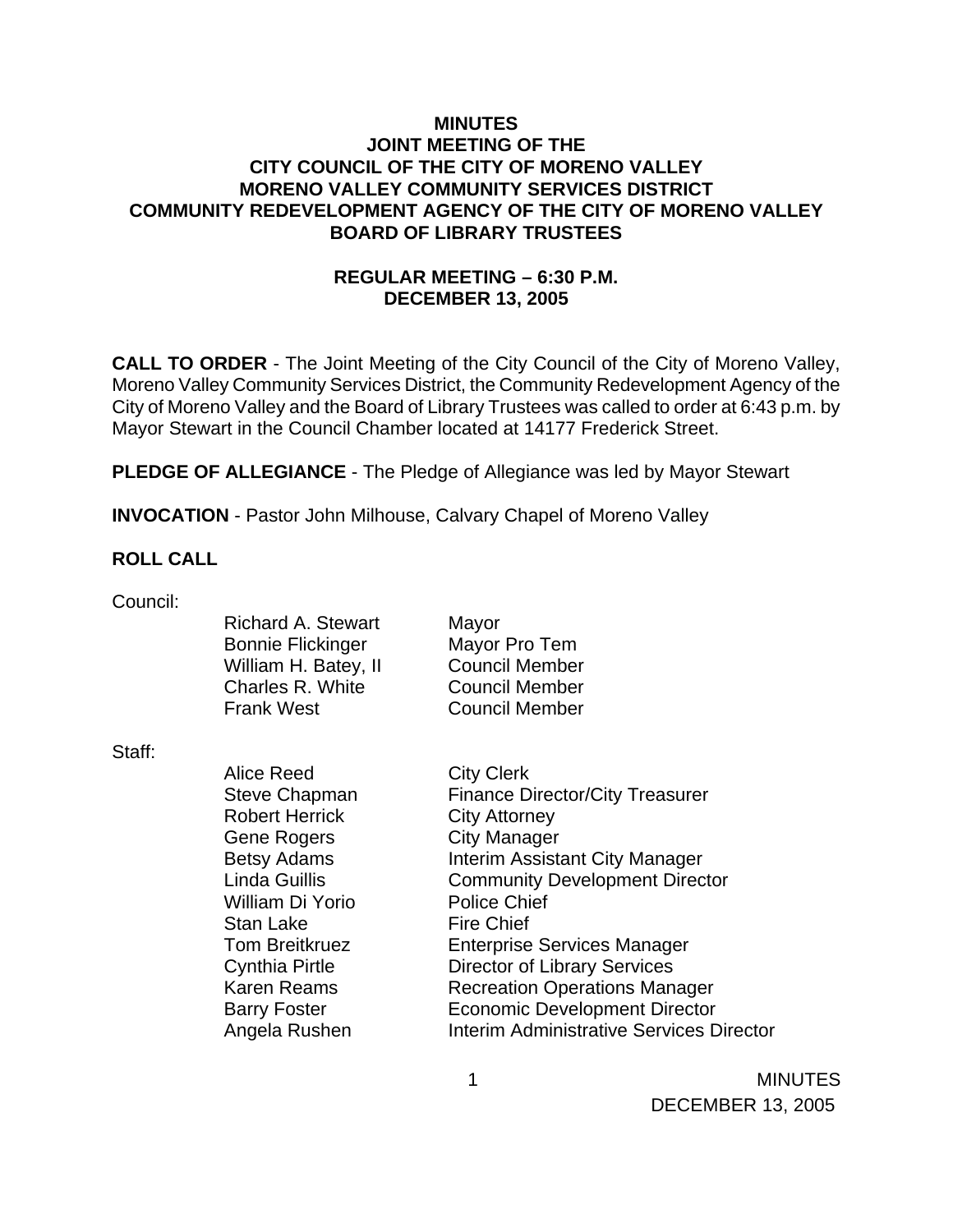**MINUTES**
**JOINT MEETING OF THE**
**CITY COUNCIL OF THE CITY OF MORENO VALLEY**
**MORENO VALLEY COMMUNITY SERVICES DISTRICT**
**COMMUNITY REDEVELOPMENT AGENCY OF THE CITY OF MORENO VALLEY**
**BOARD OF LIBRARY TRUSTEES**

**REGULAR MEETING – 6:30 P.M.**
**DECEMBER 13, 2005**

**CALL TO ORDER** - The Joint Meeting of the City Council of the City of Moreno Valley, Moreno Valley Community Services District, the Community Redevelopment Agency of the City of Moreno Valley and the Board of Library Trustees was called to order at 6:43 p.m. by Mayor Stewart in the Council Chamber located at 14177 Frederick Street.

**PLEDGE OF ALLEGIANCE** - The Pledge of Allegiance was led by Mayor Stewart

**INVOCATION** - Pastor John Milhouse, Calvary Chapel of Moreno Valley

**ROLL CALL**

Council:

| | |
|---|---|
| Richard A. Stewart | Mayor |
| Bonnie Flickinger | Mayor Pro Tem |
| William H. Batey, II | Council Member |
| Charles R. White | Council Member |
| Frank West | Council Member |

Staff:

| | |
|---|---|
| Alice Reed | City Clerk |
| Steve Chapman | Finance Director/City Treasurer |
| Robert Herrick | City Attorney |
| Gene Rogers | City Manager |
| Betsy Adams | Interim Assistant City Manager |
| Linda Guillis | Community Development Director |
| William Di Yorio | Police Chief |
| Stan Lake | Fire Chief |
| Tom Breitkruez | Enterprise Services Manager |
| Cynthia Pirtle | Director of Library Services |
| Karen Reams | Recreation Operations Manager |
| Barry Foster | Economic Development Director |
| Angela Rushen | Interim Administrative Services Director |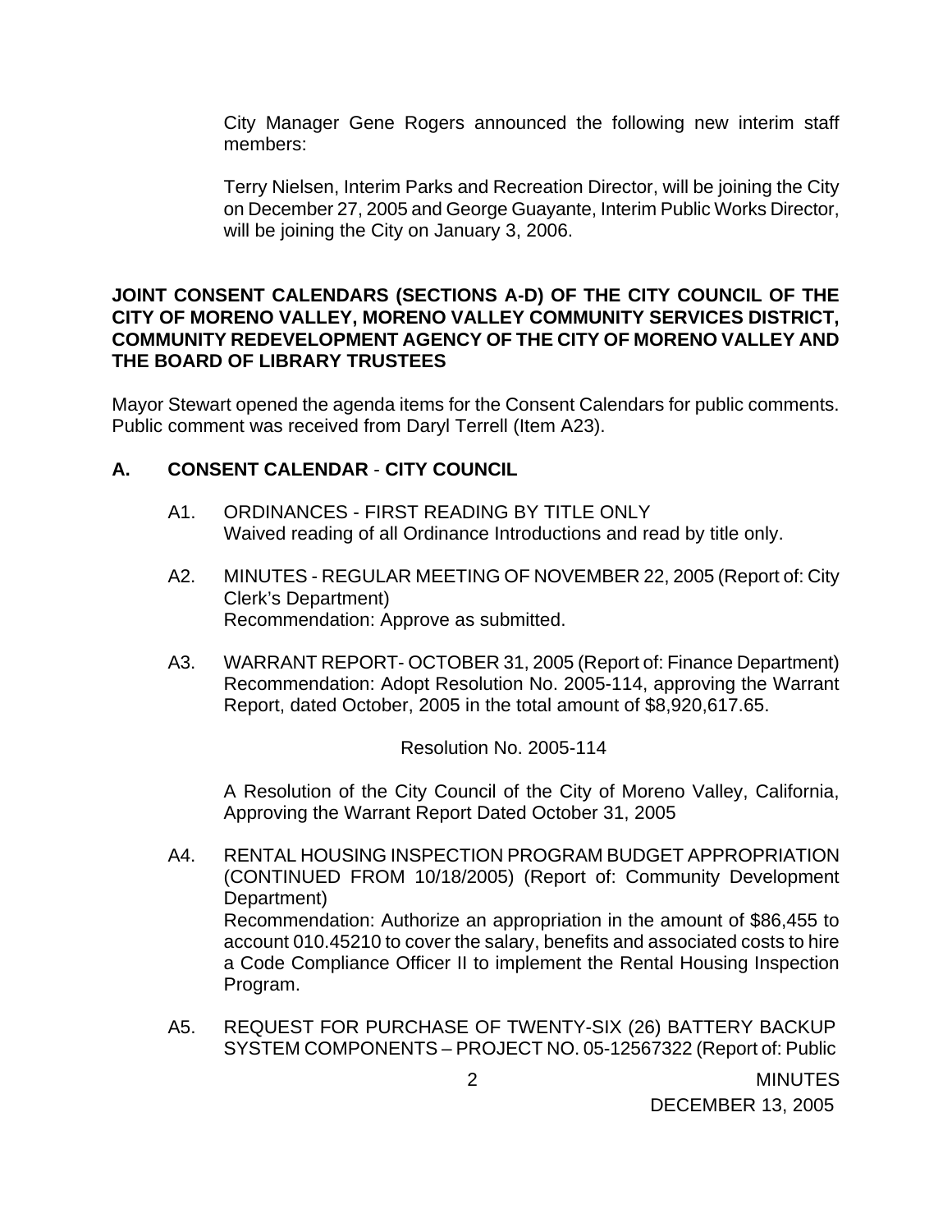City Manager Gene Rogers announced the following new interim staff members:

Terry Nielsen, Interim Parks and Recreation Director, will be joining the City on December 27, 2005 and George Guayante, Interim Public Works Director, will be joining the City on January 3, 2006.

**JOINT CONSENT CALENDARS (SECTIONS A-D) OF THE CITY COUNCIL OF THE CITY OF MORENO VALLEY, MORENO VALLEY COMMUNITY SERVICES DISTRICT, COMMUNITY REDEVELOPMENT AGENCY OF THE CITY OF MORENO VALLEY AND THE BOARD OF LIBRARY TRUSTEES**

Mayor Stewart opened the agenda items for the Consent Calendars for public comments. Public comment was received from Daryl Terrell (Item A23).

## A. CONSENT CALENDAR - CITY COUNCIL

A1. ORDINANCES - FIRST READING BY TITLE ONLY
Waived reading of all Ordinance Introductions and read by title only.

A2. MINUTES - REGULAR MEETING OF NOVEMBER 22, 2005 (Report of: City Clerk's Department)
Recommendation: Approve as submitted.

A3. WARRANT REPORT- OCTOBER 31, 2005 (Report of: Finance Department)
Recommendation: Adopt Resolution No. 2005-114, approving the Warrant Report, dated October, 2005 in the total amount of $8,920,617.65.

Resolution No. 2005-114

A Resolution of the City Council of the City of Moreno Valley, California, Approving the Warrant Report Dated October 31, 2005

A4. RENTAL HOUSING INSPECTION PROGRAM BUDGET APPROPRIATION (CONTINUED FROM 10/18/2005) (Report of: Community Development Department)
Recommendation: Authorize an appropriation in the amount of $86,455 to account 010.45210 to cover the salary, benefits and associated costs to hire a Code Compliance Officer II to implement the Rental Housing Inspection Program.

A5. REQUEST FOR PURCHASE OF TWENTY-SIX (26) BATTERY BACKUP SYSTEM COMPONENTS – PROJECT NO. 05-12567322 (Report of: Public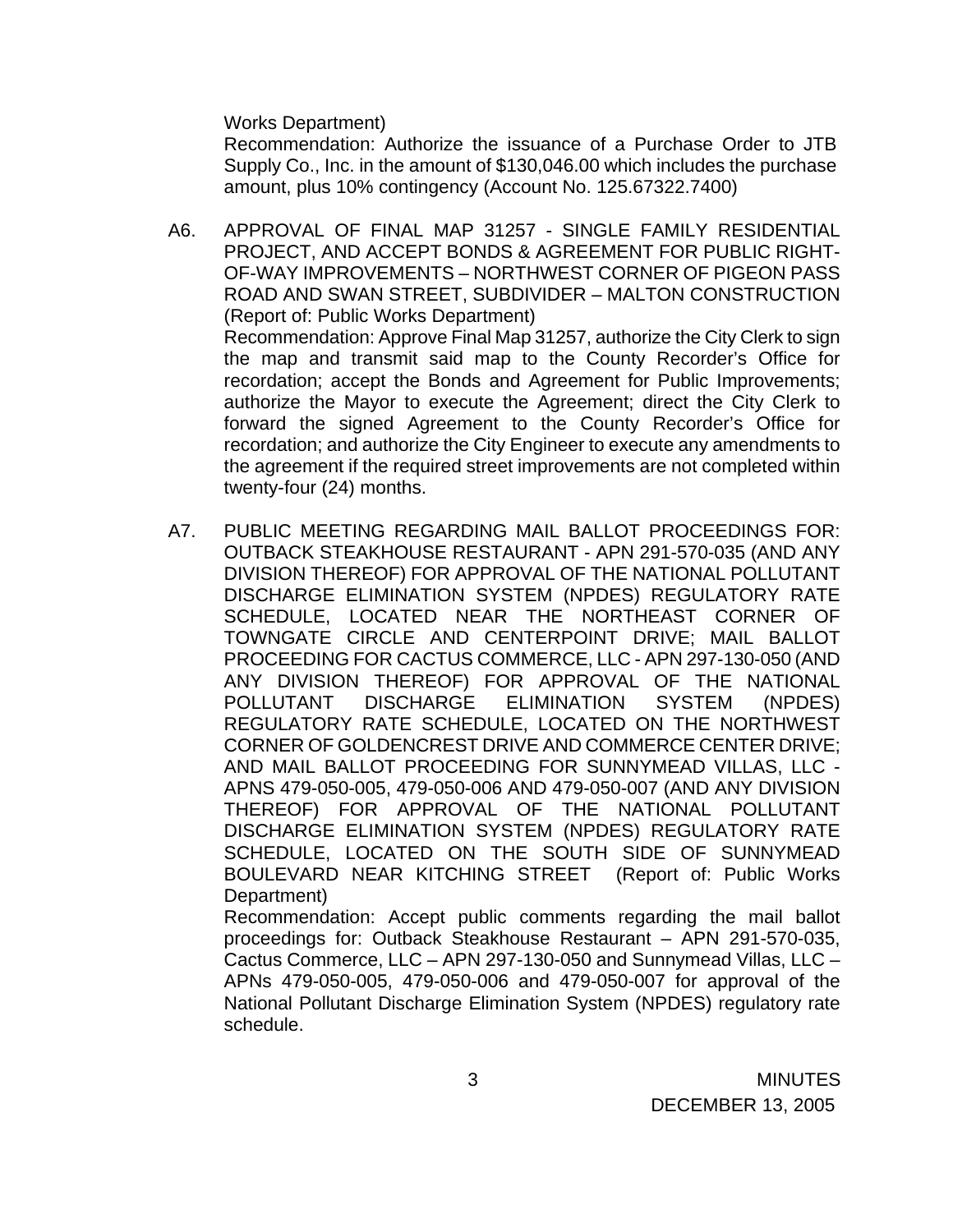Works Department)

Recommendation: Authorize the issuance of a Purchase Order to JTB Supply Co., Inc. in the amount of $130,046.00 which includes the purchase amount, plus 10% contingency (Account No. 125.67322.7400)

A6. APPROVAL OF FINAL MAP 31257 - SINGLE FAMILY RESIDENTIAL PROJECT, AND ACCEPT BONDS & AGREEMENT FOR PUBLIC RIGHT-OF-WAY IMPROVEMENTS – NORTHWEST CORNER OF PIGEON PASS ROAD AND SWAN STREET, SUBDIVIDER – MALTON CONSTRUCTION (Report of: Public Works Department)

Recommendation: Approve Final Map 31257, authorize the City Clerk to sign the map and transmit said map to the County Recorder's Office for recordation; accept the Bonds and Agreement for Public Improvements; authorize the Mayor to execute the Agreement; direct the City Clerk to forward the signed Agreement to the County Recorder's Office for recordation; and authorize the City Engineer to execute any amendments to the agreement if the required street improvements are not completed within twenty-four (24) months.

A7. PUBLIC MEETING REGARDING MAIL BALLOT PROCEEDINGS FOR: OUTBACK STEAKHOUSE RESTAURANT - APN 291-570-035 (AND ANY DIVISION THEREOF) FOR APPROVAL OF THE NATIONAL POLLUTANT DISCHARGE ELIMINATION SYSTEM (NPDES) REGULATORY RATE SCHEDULE, LOCATED NEAR THE NORTHEAST CORNER OF TOWNGATE CIRCLE AND CENTERPOINT DRIVE; MAIL BALLOT PROCEEDING FOR CACTUS COMMERCE, LLC - APN 297-130-050 (AND ANY DIVISION THEREOF) FOR APPROVAL OF THE NATIONAL POLLUTANT DISCHARGE ELIMINATION SYSTEM (NPDES) REGULATORY RATE SCHEDULE, LOCATED ON THE NORTHWEST CORNER OF GOLDENCREST DRIVE AND COMMERCE CENTER DRIVE; AND MAIL BALLOT PROCEEDING FOR SUNNYMEAD VILLAS, LLC - APNS 479-050-005, 479-050-006 AND 479-050-007 (AND ANY DIVISION THEREOF) FOR APPROVAL OF THE NATIONAL POLLUTANT DISCHARGE ELIMINATION SYSTEM (NPDES) REGULATORY RATE SCHEDULE, LOCATED ON THE SOUTH SIDE OF SUNNYMEAD BOULEVARD NEAR KITCHING STREET (Report of: Public Works Department)

Recommendation: Accept public comments regarding the mail ballot proceedings for: Outback Steakhouse Restaurant – APN 291-570-035, Cactus Commerce, LLC – APN 297-130-050 and Sunnymead Villas, LLC – APNs 479-050-005, 479-050-006 and 479-050-007 for approval of the National Pollutant Discharge Elimination System (NPDES) regulatory rate schedule.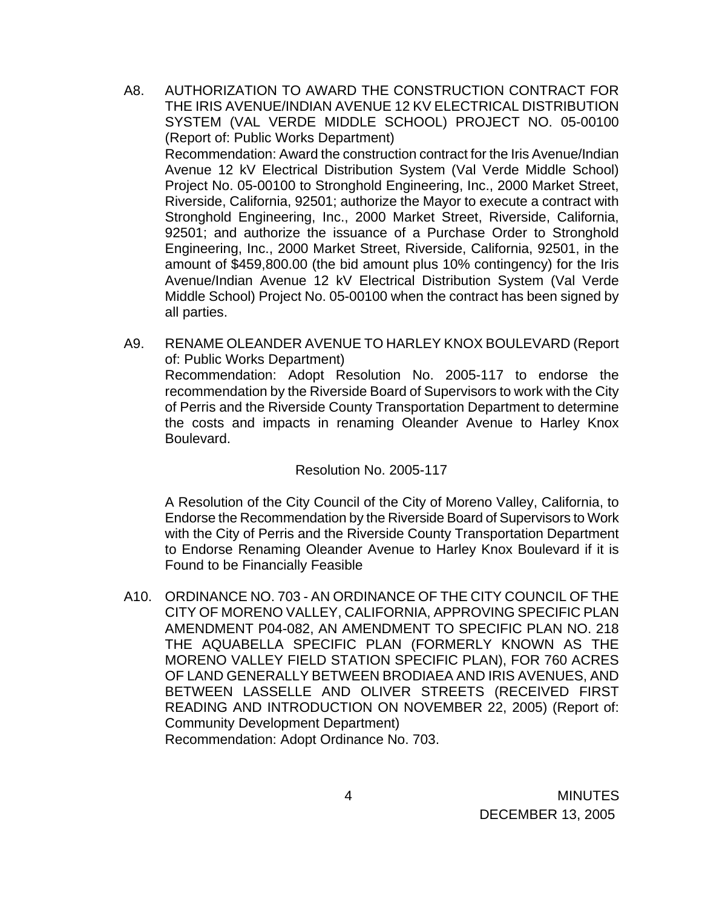A8. AUTHORIZATION TO AWARD THE CONSTRUCTION CONTRACT FOR THE IRIS AVENUE/INDIAN AVENUE 12 KV ELECTRICAL DISTRIBUTION SYSTEM (VAL VERDE MIDDLE SCHOOL) PROJECT NO. 05-00100 (Report of: Public Works Department)

Recommendation: Award the construction contract for the Iris Avenue/Indian Avenue 12 kV Electrical Distribution System (Val Verde Middle School) Project No. 05-00100 to Stronghold Engineering, Inc., 2000 Market Street, Riverside, California, 92501; authorize the Mayor to execute a contract with Stronghold Engineering, Inc., 2000 Market Street, Riverside, California, 92501; and authorize the issuance of a Purchase Order to Stronghold Engineering, Inc., 2000 Market Street, Riverside, California, 92501, in the amount of $459,800.00 (the bid amount plus 10% contingency) for the Iris Avenue/Indian Avenue 12 kV Electrical Distribution System (Val Verde Middle School) Project No. 05-00100 when the contract has been signed by all parties.

A9. RENAME OLEANDER AVENUE TO HARLEY KNOX BOULEVARD (Report of: Public Works Department)

Recommendation: Adopt Resolution No. 2005-117 to endorse the recommendation by the Riverside Board of Supervisors to work with the City of Perris and the Riverside County Transportation Department to determine the costs and impacts in renaming Oleander Avenue to Harley Knox Boulevard.

Resolution No. 2005-117

A Resolution of the City Council of the City of Moreno Valley, California, to Endorse the Recommendation by the Riverside Board of Supervisors to Work with the City of Perris and the Riverside County Transportation Department to Endorse Renaming Oleander Avenue to Harley Knox Boulevard if it is Found to be Financially Feasible

A10. ORDINANCE NO. 703 - AN ORDINANCE OF THE CITY COUNCIL OF THE CITY OF MORENO VALLEY, CALIFORNIA, APPROVING SPECIFIC PLAN AMENDMENT P04-082, AN AMENDMENT TO SPECIFIC PLAN NO. 218 THE AQUABELLA SPECIFIC PLAN (FORMERLY KNOWN AS THE MORENO VALLEY FIELD STATION SPECIFIC PLAN), FOR 760 ACRES OF LAND GENERALLY BETWEEN BRODIAEA AND IRIS AVENUES, AND BETWEEN LASSELLE AND OLIVER STREETS (RECEIVED FIRST READING AND INTRODUCTION ON NOVEMBER 22, 2005) (Report of: Community Development Department)

Recommendation: Adopt Ordinance No. 703.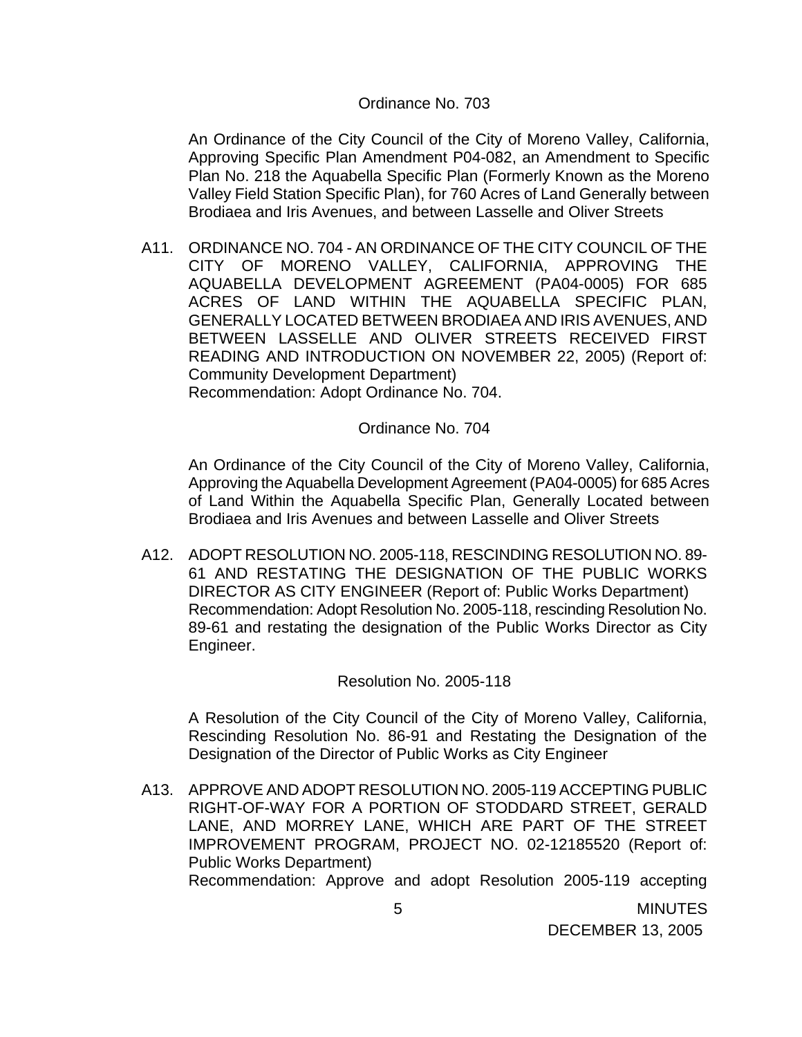Ordinance No. 703

An Ordinance of the City Council of the City of Moreno Valley, California, Approving Specific Plan Amendment P04-082, an Amendment to Specific Plan No. 218 the Aquabella Specific Plan (Formerly Known as the Moreno Valley Field Station Specific Plan), for 760 Acres of Land Generally between Brodiaea and Iris Avenues, and between Lasselle and Oliver Streets

A11. ORDINANCE NO. 704 - AN ORDINANCE OF THE CITY COUNCIL OF THE CITY OF MORENO VALLEY, CALIFORNIA, APPROVING THE AQUABELLA DEVELOPMENT AGREEMENT (PA04-0005) FOR 685 ACRES OF LAND WITHIN THE AQUABELLA SPECIFIC PLAN, GENERALLY LOCATED BETWEEN BRODIAEA AND IRIS AVENUES, AND BETWEEN LASSELLE AND OLIVER STREETS RECEIVED FIRST READING AND INTRODUCTION ON NOVEMBER 22, 2005) (Report of: Community Development Department)
Recommendation: Adopt Ordinance No. 704.

Ordinance No. 704

An Ordinance of the City Council of the City of Moreno Valley, California, Approving the Aquabella Development Agreement (PA04-0005) for 685 Acres of Land Within the Aquabella Specific Plan, Generally Located between Brodiaea and Iris Avenues and between Lasselle and Oliver Streets

A12. ADOPT RESOLUTION NO. 2005-118, RESCINDING RESOLUTION NO. 89-61 AND RESTATING THE DESIGNATION OF THE PUBLIC WORKS DIRECTOR AS CITY ENGINEER (Report of: Public Works Department)
Recommendation: Adopt Resolution No. 2005-118, rescinding Resolution No. 89-61 and restating the designation of the Public Works Director as City Engineer.

Resolution No. 2005-118

A Resolution of the City Council of the City of Moreno Valley, California, Rescinding Resolution No. 86-91 and Restating the Designation of the Designation of the Director of Public Works as City Engineer

A13. APPROVE AND ADOPT RESOLUTION NO. 2005-119 ACCEPTING PUBLIC RIGHT-OF-WAY FOR A PORTION OF STODDARD STREET, GERALD LANE, AND MORREY LANE, WHICH ARE PART OF THE STREET IMPROVEMENT PROGRAM, PROJECT NO. 02-12185520 (Report of: Public Works Department)
Recommendation: Approve and adopt Resolution 2005-119 accepting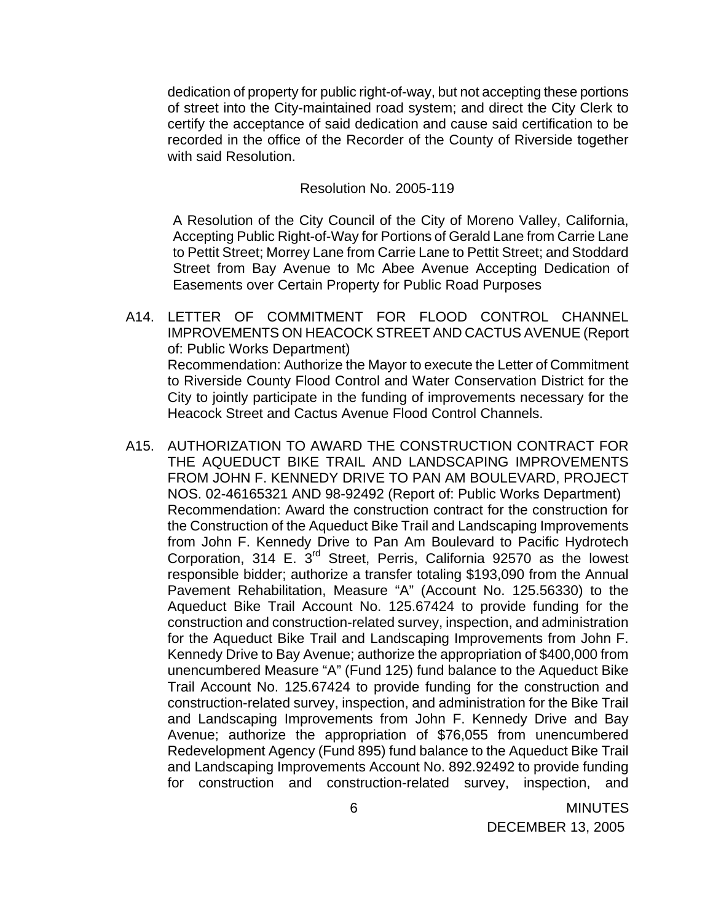dedication of property for public right-of-way, but not accepting these portions of street into the City-maintained road system; and direct the City Clerk to certify the acceptance of said dedication and cause said certification to be recorded in the office of the Recorder of the County of Riverside together with said Resolution.

Resolution No. 2005-119

A Resolution of the City Council of the City of Moreno Valley, California, Accepting Public Right-of-Way for Portions of Gerald Lane from Carrie Lane to Pettit Street; Morrey Lane from Carrie Lane to Pettit Street; and Stoddard Street from Bay Avenue to Mc Abee Avenue Accepting Dedication of Easements over Certain Property for Public Road Purposes

A14. LETTER OF COMMITMENT FOR FLOOD CONTROL CHANNEL IMPROVEMENTS ON HEACOCK STREET AND CACTUS AVENUE (Report of: Public Works Department)
Recommendation: Authorize the Mayor to execute the Letter of Commitment to Riverside County Flood Control and Water Conservation District for the City to jointly participate in the funding of improvements necessary for the Heacock Street and Cactus Avenue Flood Control Channels.

A15. AUTHORIZATION TO AWARD THE CONSTRUCTION CONTRACT FOR THE AQUEDUCT BIKE TRAIL AND LANDSCAPING IMPROVEMENTS FROM JOHN F. KENNEDY DRIVE TO PAN AM BOULEVARD, PROJECT NOS. 02-46165321 AND 98-92492 (Report of: Public Works Department)
Recommendation: Award the construction contract for the construction for the Construction of the Aqueduct Bike Trail and Landscaping Improvements from John F. Kennedy Drive to Pan Am Boulevard to Pacific Hydrotech Corporation, 314 E. 3rd Street, Perris, California 92570 as the lowest responsible bidder; authorize a transfer totaling $193,090 from the Annual Pavement Rehabilitation, Measure "A" (Account No. 125.56330) to the Aqueduct Bike Trail Account No. 125.67424 to provide funding for the construction and construction-related survey, inspection, and administration for the Aqueduct Bike Trail and Landscaping Improvements from John F. Kennedy Drive to Bay Avenue; authorize the appropriation of $400,000 from unencumbered Measure "A" (Fund 125) fund balance to the Aqueduct Bike Trail Account No. 125.67424 to provide funding for the construction and construction-related survey, inspection, and administration for the Bike Trail and Landscaping Improvements from John F. Kennedy Drive and Bay Avenue; authorize the appropriation of $76,055 from unencumbered Redevelopment Agency (Fund 895) fund balance to the Aqueduct Bike Trail and Landscaping Improvements Account No. 892.92492 to provide funding for construction and construction-related survey, inspection, and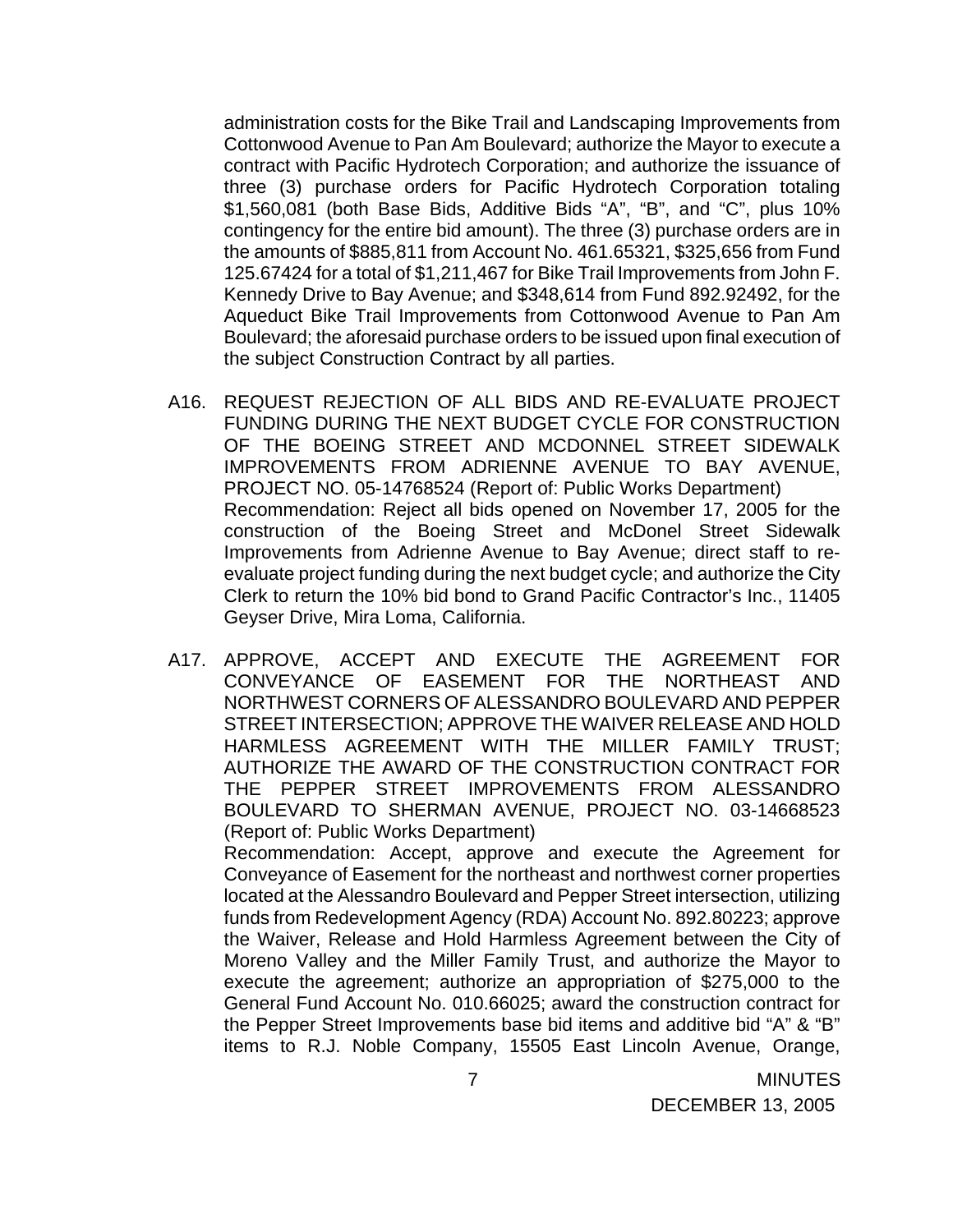administration costs for the Bike Trail and Landscaping Improvements from Cottonwood Avenue to Pan Am Boulevard; authorize the Mayor to execute a contract with Pacific Hydrotech Corporation; and authorize the issuance of three (3) purchase orders for Pacific Hydrotech Corporation totaling $1,560,081 (both Base Bids, Additive Bids "A", "B", and "C", plus 10% contingency for the entire bid amount). The three (3) purchase orders are in the amounts of $885,811 from Account No. 461.65321, $325,656 from Fund 125.67424 for a total of $1,211,467 for Bike Trail Improvements from John F. Kennedy Drive to Bay Avenue; and $348,614 from Fund 892.92492, for the Aqueduct Bike Trail Improvements from Cottonwood Avenue to Pan Am Boulevard; the aforesaid purchase orders to be issued upon final execution of the subject Construction Contract by all parties.

A16. REQUEST REJECTION OF ALL BIDS AND RE-EVALUATE PROJECT FUNDING DURING THE NEXT BUDGET CYCLE FOR CONSTRUCTION OF THE BOEING STREET AND MCDONNEL STREET SIDEWALK IMPROVEMENTS FROM ADRIENNE AVENUE TO BAY AVENUE, PROJECT NO. 05-14768524 (Report of: Public Works Department)
Recommendation: Reject all bids opened on November 17, 2005 for the construction of the Boeing Street and McDonel Street Sidewalk Improvements from Adrienne Avenue to Bay Avenue; direct staff to re-evaluate project funding during the next budget cycle; and authorize the City Clerk to return the 10% bid bond to Grand Pacific Contractor's Inc., 11405 Geyser Drive, Mira Loma, California.

A17. APPROVE, ACCEPT AND EXECUTE THE AGREEMENT FOR CONVEYANCE OF EASEMENT FOR THE NORTHEAST AND NORTHWEST CORNERS OF ALESSANDRO BOULEVARD AND PEPPER STREET INTERSECTION; APPROVE THE WAIVER RELEASE AND HOLD HARMLESS AGREEMENT WITH THE MILLER FAMILY TRUST; AUTHORIZE THE AWARD OF THE CONSTRUCTION CONTRACT FOR THE PEPPER STREET IMPROVEMENTS FROM ALESSANDRO BOULEVARD TO SHERMAN AVENUE, PROJECT NO. 03-14668523 (Report of: Public Works Department)
Recommendation: Accept, approve and execute the Agreement for Conveyance of Easement for the northeast and northwest corner properties located at the Alessandro Boulevard and Pepper Street intersection, utilizing funds from Redevelopment Agency (RDA) Account No. 892.80223; approve the Waiver, Release and Hold Harmless Agreement between the City of Moreno Valley and the Miller Family Trust, and authorize the Mayor to execute the agreement; authorize an appropriation of $275,000 to the General Fund Account No. 010.66025; award the construction contract for the Pepper Street Improvements base bid items and additive bid "A" & "B" items to R.J. Noble Company, 15505 East Lincoln Avenue, Orange,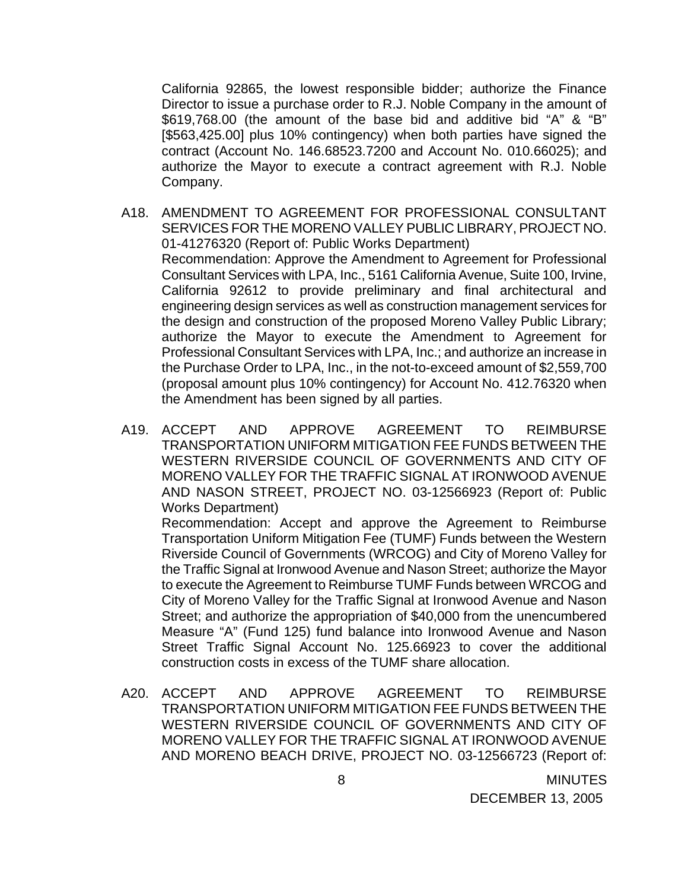California 92865, the lowest responsible bidder; authorize the Finance Director to issue a purchase order to R.J. Noble Company in the amount of $619,768.00 (the amount of the base bid and additive bid "A" & "B" [$563,425.00] plus 10% contingency) when both parties have signed the contract (Account No. 146.68523.7200 and Account No. 010.66025); and authorize the Mayor to execute a contract agreement with R.J. Noble Company.

A18. AMENDMENT TO AGREEMENT FOR PROFESSIONAL CONSULTANT SERVICES FOR THE MORENO VALLEY PUBLIC LIBRARY, PROJECT NO. 01-41276320 (Report of: Public Works Department)
Recommendation: Approve the Amendment to Agreement for Professional Consultant Services with LPA, Inc., 5161 California Avenue, Suite 100, Irvine, California 92612 to provide preliminary and final architectural and engineering design services as well as construction management services for the design and construction of the proposed Moreno Valley Public Library; authorize the Mayor to execute the Amendment to Agreement for Professional Consultant Services with LPA, Inc.; and authorize an increase in the Purchase Order to LPA, Inc., in the not-to-exceed amount of $2,559,700 (proposal amount plus 10% contingency) for Account No. 412.76320 when the Amendment has been signed by all parties.

A19. ACCEPT AND APPROVE AGREEMENT TO REIMBURSE TRANSPORTATION UNIFORM MITIGATION FEE FUNDS BETWEEN THE WESTERN RIVERSIDE COUNCIL OF GOVERNMENTS AND CITY OF MORENO VALLEY FOR THE TRAFFIC SIGNAL AT IRONWOOD AVENUE AND NASON STREET, PROJECT NO. 03-12566923 (Report of: Public Works Department)
Recommendation: Accept and approve the Agreement to Reimburse Transportation Uniform Mitigation Fee (TUMF) Funds between the Western Riverside Council of Governments (WRCOG) and City of Moreno Valley for the Traffic Signal at Ironwood Avenue and Nason Street; authorize the Mayor to execute the Agreement to Reimburse TUMF Funds between WRCOG and City of Moreno Valley for the Traffic Signal at Ironwood Avenue and Nason Street; and authorize the appropriation of $40,000 from the unencumbered Measure "A" (Fund 125) fund balance into Ironwood Avenue and Nason Street Traffic Signal Account No. 125.66923 to cover the additional construction costs in excess of the TUMF share allocation.

A20. ACCEPT AND APPROVE AGREEMENT TO REIMBURSE TRANSPORTATION UNIFORM MITIGATION FEE FUNDS BETWEEN THE WESTERN RIVERSIDE COUNCIL OF GOVERNMENTS AND CITY OF MORENO VALLEY FOR THE TRAFFIC SIGNAL AT IRONWOOD AVENUE AND MORENO BEACH DRIVE, PROJECT NO. 03-12566723 (Report of: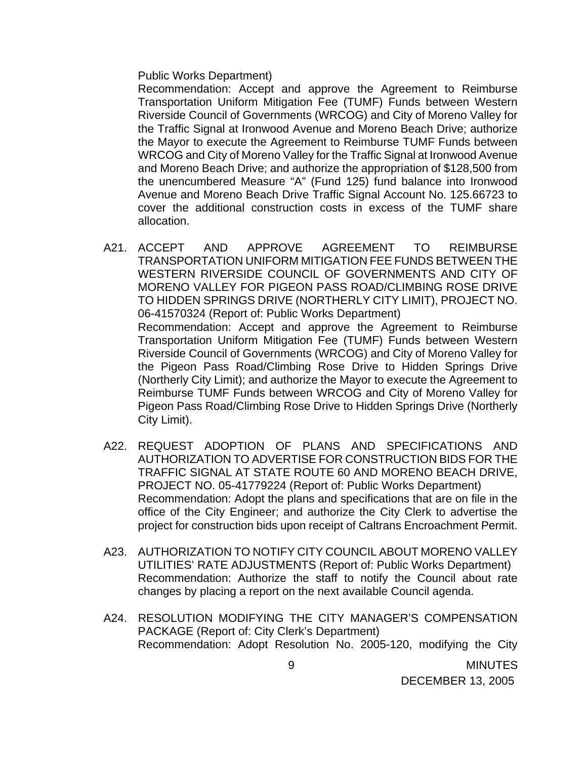Public Works Department)

Recommendation: Accept and approve the Agreement to Reimburse Transportation Uniform Mitigation Fee (TUMF) Funds between Western Riverside Council of Governments (WRCOG) and City of Moreno Valley for the Traffic Signal at Ironwood Avenue and Moreno Beach Drive; authorize the Mayor to execute the Agreement to Reimburse TUMF Funds between WRCOG and City of Moreno Valley for the Traffic Signal at Ironwood Avenue and Moreno Beach Drive; and authorize the appropriation of $128,500 from the unencumbered Measure "A" (Fund 125) fund balance into Ironwood Avenue and Moreno Beach Drive Traffic Signal Account No. 125.66723 to cover the additional construction costs in excess of the TUMF share allocation.

A21. ACCEPT AND APPROVE AGREEMENT TO REIMBURSE TRANSPORTATION UNIFORM MITIGATION FEE FUNDS BETWEEN THE WESTERN RIVERSIDE COUNCIL OF GOVERNMENTS AND CITY OF MORENO VALLEY FOR PIGEON PASS ROAD/CLIMBING ROSE DRIVE TO HIDDEN SPRINGS DRIVE (NORTHERLY CITY LIMIT), PROJECT NO. 06-41570324 (Report of: Public Works Department)

Recommendation: Accept and approve the Agreement to Reimburse Transportation Uniform Mitigation Fee (TUMF) Funds between Western Riverside Council of Governments (WRCOG) and City of Moreno Valley for the Pigeon Pass Road/Climbing Rose Drive to Hidden Springs Drive (Northerly City Limit); and authorize the Mayor to execute the Agreement to Reimburse TUMF Funds between WRCOG and City of Moreno Valley for Pigeon Pass Road/Climbing Rose Drive to Hidden Springs Drive (Northerly City Limit).

A22. REQUEST ADOPTION OF PLANS AND SPECIFICATIONS AND AUTHORIZATION TO ADVERTISE FOR CONSTRUCTION BIDS FOR THE TRAFFIC SIGNAL AT STATE ROUTE 60 AND MORENO BEACH DRIVE, PROJECT NO. 05-41779224 (Report of: Public Works Department)

Recommendation: Adopt the plans and specifications that are on file in the office of the City Engineer; and authorize the City Clerk to advertise the project for construction bids upon receipt of Caltrans Encroachment Permit.

A23. AUTHORIZATION TO NOTIFY CITY COUNCIL ABOUT MORENO VALLEY UTILITIES' RATE ADJUSTMENTS (Report of: Public Works Department)

Recommendation: Authorize the staff to notify the Council about rate changes by placing a report on the next available Council agenda.

A24. RESOLUTION MODIFYING THE CITY MANAGER'S COMPENSATION PACKAGE (Report of: City Clerk's Department)

Recommendation: Adopt Resolution No. 2005-120, modifying the City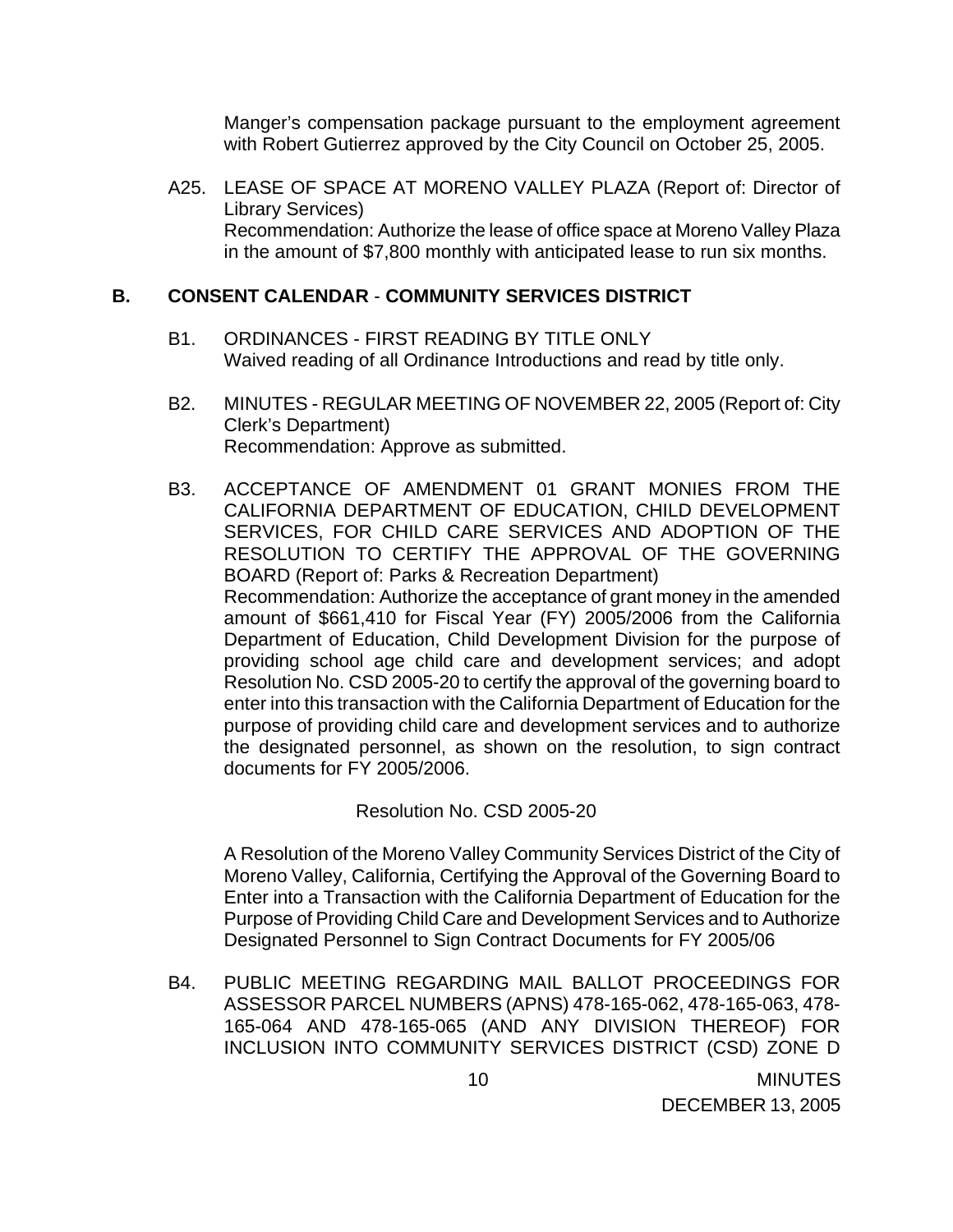Manger's compensation package pursuant to the employment agreement with Robert Gutierrez approved by the City Council on October 25, 2005.

A25. LEASE OF SPACE AT MORENO VALLEY PLAZA (Report of: Director of Library Services)
Recommendation: Authorize the lease of office space at Moreno Valley Plaza in the amount of $7,800 monthly with anticipated lease to run six months.

## B. CONSENT CALENDAR - COMMUNITY SERVICES DISTRICT

B1. ORDINANCES - FIRST READING BY TITLE ONLY
Waived reading of all Ordinance Introductions and read by title only.

B2. MINUTES - REGULAR MEETING OF NOVEMBER 22, 2005 (Report of: City Clerk's Department)
Recommendation: Approve as submitted.

B3. ACCEPTANCE OF AMENDMENT 01 GRANT MONIES FROM THE CALIFORNIA DEPARTMENT OF EDUCATION, CHILD DEVELOPMENT SERVICES, FOR CHILD CARE SERVICES AND ADOPTION OF THE RESOLUTION TO CERTIFY THE APPROVAL OF THE GOVERNING BOARD (Report of: Parks & Recreation Department)
Recommendation: Authorize the acceptance of grant money in the amended amount of $661,410 for Fiscal Year (FY) 2005/2006 from the California Department of Education, Child Development Division for the purpose of providing school age child care and development services; and adopt Resolution No. CSD 2005-20 to certify the approval of the governing board to enter into this transaction with the California Department of Education for the purpose of providing child care and development services and to authorize the designated personnel, as shown on the resolution, to sign contract documents for FY 2005/2006.

Resolution No. CSD 2005-20

A Resolution of the Moreno Valley Community Services District of the City of Moreno Valley, California, Certifying the Approval of the Governing Board to Enter into a Transaction with the California Department of Education for the Purpose of Providing Child Care and Development Services and to Authorize Designated Personnel to Sign Contract Documents for FY 2005/06

B4. PUBLIC MEETING REGARDING MAIL BALLOT PROCEEDINGS FOR ASSESSOR PARCEL NUMBERS (APNS) 478-165-062, 478-165-063, 478-165-064 AND 478-165-065 (AND ANY DIVISION THEREOF) FOR INCLUSION INTO COMMUNITY SERVICES DISTRICT (CSD) ZONE D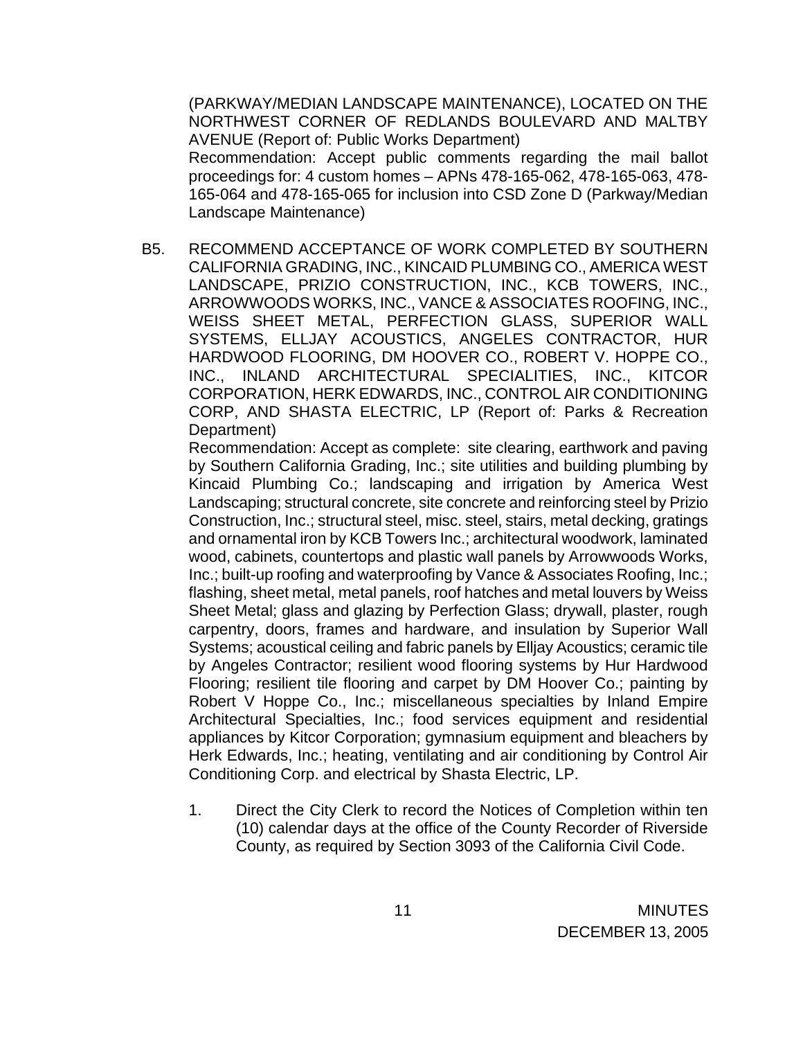(PARKWAY/MEDIAN LANDSCAPE MAINTENANCE), LOCATED ON THE NORTHWEST CORNER OF REDLANDS BOULEVARD AND MALTBY AVENUE (Report of: Public Works Department)

Recommendation: Accept public comments regarding the mail ballot proceedings for: 4 custom homes – APNs 478-165-062, 478-165-063, 478-165-064 and 478-165-065 for inclusion into CSD Zone D (Parkway/Median Landscape Maintenance)

B5. RECOMMEND ACCEPTANCE OF WORK COMPLETED BY SOUTHERN CALIFORNIA GRADING, INC., KINCAID PLUMBING CO., AMERICA WEST LANDSCAPE, PRIZIO CONSTRUCTION, INC., KCB TOWERS, INC., ARROWWOODS WORKS, INC., VANCE & ASSOCIATES ROOFING, INC., WEISS SHEET METAL, PERFECTION GLASS, SUPERIOR WALL SYSTEMS, ELLJAY ACOUSTICS, ANGELES CONTRACTOR, HUR HARDWOOD FLOORING, DM HOOVER CO., ROBERT V. HOPPE CO., INC., INLAND ARCHITECTURAL SPECIALITIES, INC., KITCOR CORPORATION, HERK EDWARDS, INC., CONTROL AIR CONDITIONING CORP, AND SHASTA ELECTRIC, LP (Report of: Parks & Recreation Department)

Recommendation: Accept as complete: site clearing, earthwork and paving by Southern California Grading, Inc.; site utilities and building plumbing by Kincaid Plumbing Co.; landscaping and irrigation by America West Landscaping; structural concrete, site concrete and reinforcing steel by Prizio Construction, Inc.; structural steel, misc. steel, stairs, metal decking, gratings and ornamental iron by KCB Towers Inc.; architectural woodwork, laminated wood, cabinets, countertops and plastic wall panels by Arrowwoods Works, Inc.; built-up roofing and waterproofing by Vance & Associates Roofing, Inc.; flashing, sheet metal, metal panels, roof hatches and metal louvers by Weiss Sheet Metal; glass and glazing by Perfection Glass; drywall, plaster, rough carpentry, doors, frames and hardware, and insulation by Superior Wall Systems; acoustical ceiling and fabric panels by Elljay Acoustics; ceramic tile by Angeles Contractor; resilient wood flooring systems by Hur Hardwood Flooring; resilient tile flooring and carpet by DM Hoover Co.; painting by Robert V Hoppe Co., Inc.; miscellaneous specialties by Inland Empire Architectural Specialties, Inc.; food services equipment and residential appliances by Kitcor Corporation; gymnasium equipment and bleachers by Herk Edwards, Inc.; heating, ventilating and air conditioning by Control Air Conditioning Corp. and electrical by Shasta Electric, LP.

1. Direct the City Clerk to record the Notices of Completion within ten (10) calendar days at the office of the County Recorder of Riverside County, as required by Section 3093 of the California Civil Code.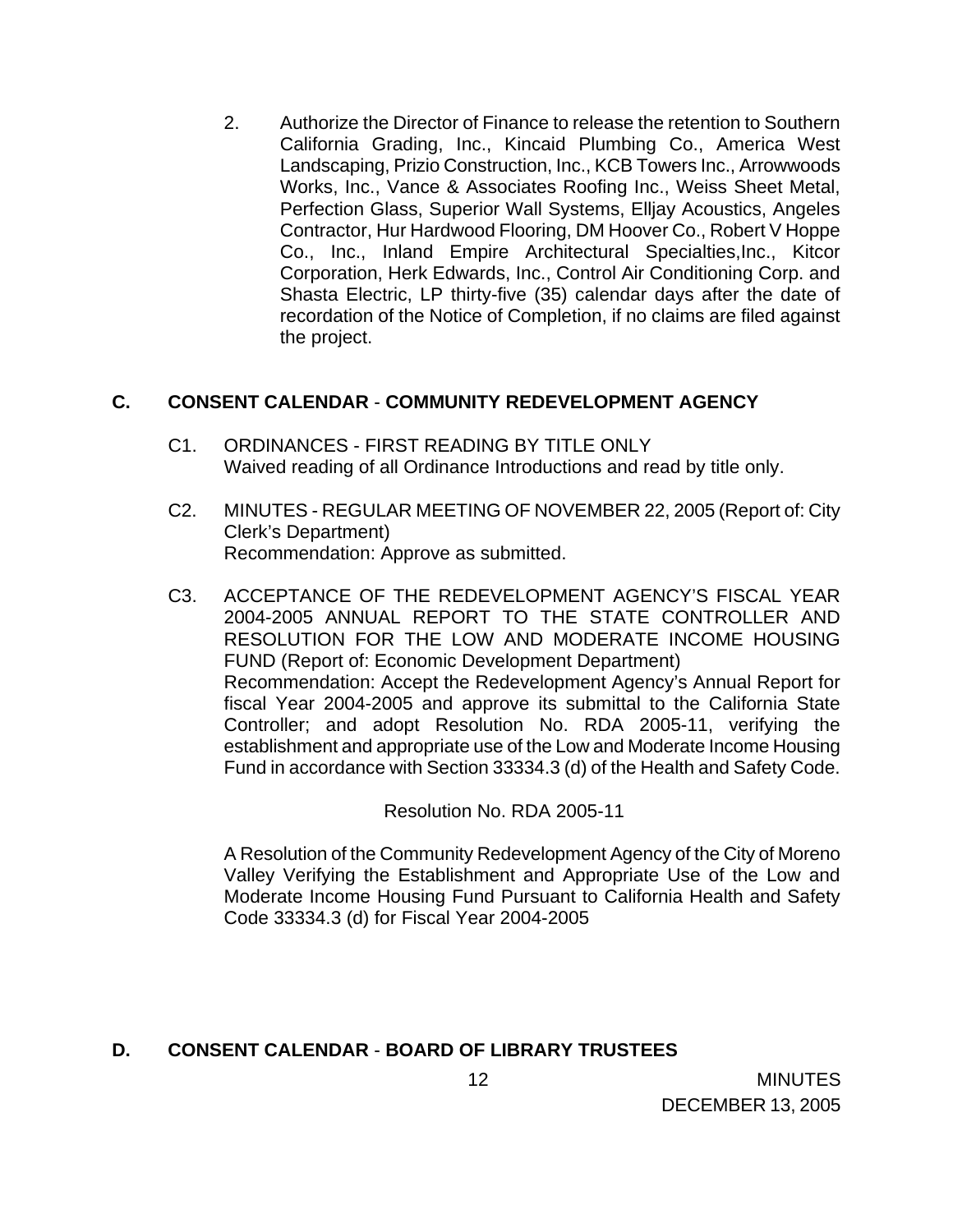2. Authorize the Director of Finance to release the retention to Southern California Grading, Inc., Kincaid Plumbing Co., America West Landscaping, Prizio Construction, Inc., KCB Towers Inc., Arrowwoods Works, Inc., Vance & Associates Roofing Inc., Weiss Sheet Metal, Perfection Glass, Superior Wall Systems, Elljay Acoustics, Angeles Contractor, Hur Hardwood Flooring, DM Hoover Co., Robert V Hoppe Co., Inc., Inland Empire Architectural Specialties,Inc., Kitcor Corporation, Herk Edwards, Inc., Control Air Conditioning Corp. and Shasta Electric, LP thirty-five (35) calendar days after the date of recordation of the Notice of Completion, if no claims are filed against the project.

## C. CONSENT CALENDAR - COMMUNITY REDEVELOPMENT AGENCY

C1. ORDINANCES - FIRST READING BY TITLE ONLY
Waived reading of all Ordinance Introductions and read by title only.

C2. MINUTES - REGULAR MEETING OF NOVEMBER 22, 2005 (Report of: City Clerk's Department)
Recommendation: Approve as submitted.

C3. ACCEPTANCE OF THE REDEVELOPMENT AGENCY'S FISCAL YEAR 2004-2005 ANNUAL REPORT TO THE STATE CONTROLLER AND RESOLUTION FOR THE LOW AND MODERATE INCOME HOUSING FUND (Report of: Economic Development Department)
Recommendation: Accept the Redevelopment Agency's Annual Report for fiscal Year 2004-2005 and approve its submittal to the California State Controller; and adopt Resolution No. RDA 2005-11, verifying the establishment and appropriate use of the Low and Moderate Income Housing Fund in accordance with Section 33334.3 (d) of the Health and Safety Code.

Resolution No. RDA 2005-11

A Resolution of the Community Redevelopment Agency of the City of Moreno Valley Verifying the Establishment and Appropriate Use of the Low and Moderate Income Housing Fund Pursuant to California Health and Safety Code 33334.3 (d) for Fiscal Year 2004-2005

## D. CONSENT CALENDAR - BOARD OF LIBRARY TRUSTEES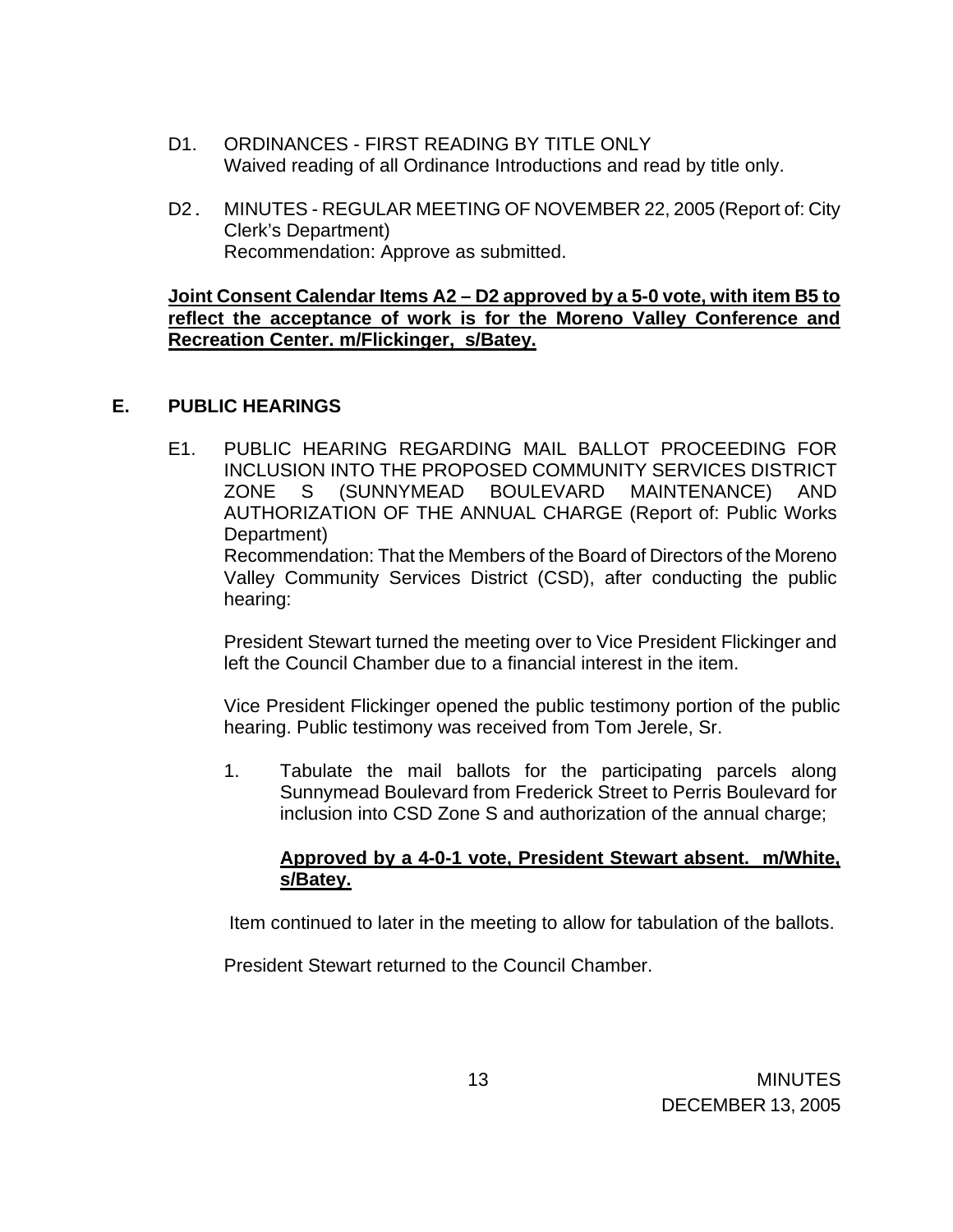D1. ORDINANCES - FIRST READING BY TITLE ONLY
Waived reading of all Ordinance Introductions and read by title only.

D2. MINUTES - REGULAR MEETING OF NOVEMBER 22, 2005 (Report of: City Clerk's Department)
Recommendation: Approve as submitted.

**Joint Consent Calendar Items A2 – D2 approved by a 5-0 vote, with item B5 to reflect the acceptance of work is for the Moreno Valley Conference and Recreation Center. m/Flickinger, s/Batey.**

## E. PUBLIC HEARINGS

E1. PUBLIC HEARING REGARDING MAIL BALLOT PROCEEDING FOR INCLUSION INTO THE PROPOSED COMMUNITY SERVICES DISTRICT ZONE S (SUNNYMEAD BOULEVARD MAINTENANCE) AND AUTHORIZATION OF THE ANNUAL CHARGE (Report of: Public Works Department)
Recommendation: That the Members of the Board of Directors of the Moreno Valley Community Services District (CSD), after conducting the public hearing:

President Stewart turned the meeting over to Vice President Flickinger and left the Council Chamber due to a financial interest in the item.

Vice President Flickinger opened the public testimony portion of the public hearing. Public testimony was received from Tom Jerele, Sr.

1. Tabulate the mail ballots for the participating parcels along Sunnymead Boulevard from Frederick Street to Perris Boulevard for inclusion into CSD Zone S and authorization of the annual charge;

   **Approved by a 4-0-1 vote, President Stewart absent. m/White, s/Batey.**

Item continued to later in the meeting to allow for tabulation of the ballots.

President Stewart returned to the Council Chamber.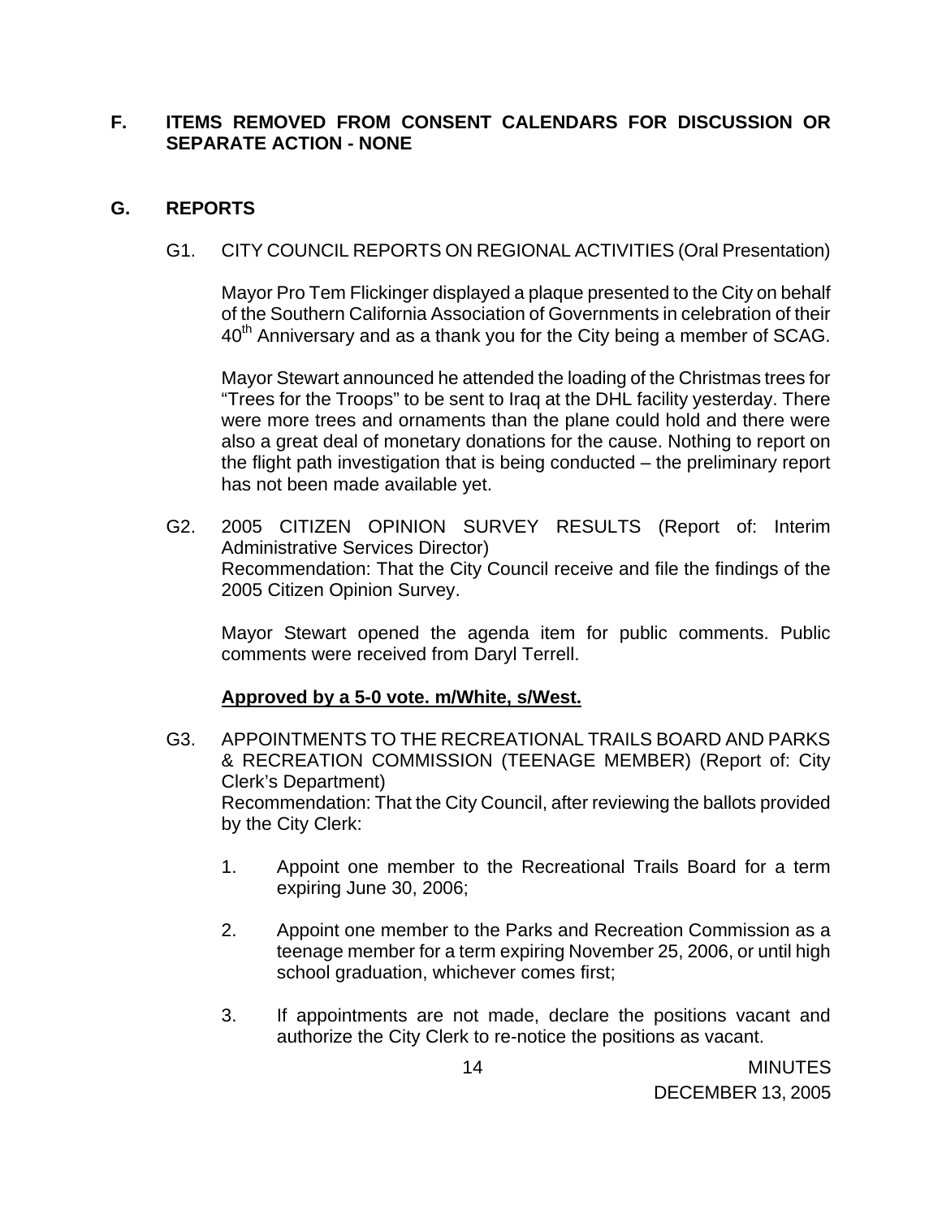## F. ITEMS REMOVED FROM CONSENT CALENDARS FOR DISCUSSION OR SEPARATE ACTION - NONE

## G. REPORTS

G1. CITY COUNCIL REPORTS ON REGIONAL ACTIVITIES (Oral Presentation)

Mayor Pro Tem Flickinger displayed a plaque presented to the City on behalf of the Southern California Association of Governments in celebration of their 40th Anniversary and as a thank you for the City being a member of SCAG.

Mayor Stewart announced he attended the loading of the Christmas trees for "Trees for the Troops" to be sent to Iraq at the DHL facility yesterday. There were more trees and ornaments than the plane could hold and there were also a great deal of monetary donations for the cause. Nothing to report on the flight path investigation that is being conducted – the preliminary report has not been made available yet.

G2. 2005 CITIZEN OPINION SURVEY RESULTS (Report of: Interim Administrative Services Director)
Recommendation: That the City Council receive and file the findings of the 2005 Citizen Opinion Survey.

Mayor Stewart opened the agenda item for public comments. Public comments were received from Daryl Terrell.

**Approved by a 5-0 vote. m/White, s/West.**

G3. APPOINTMENTS TO THE RECREATIONAL TRAILS BOARD AND PARKS & RECREATION COMMISSION (TEENAGE MEMBER) (Report of: City Clerk's Department)
Recommendation: That the City Council, after reviewing the ballots provided by the City Clerk:

1. Appoint one member to the Recreational Trails Board for a term expiring June 30, 2006;
2. Appoint one member to the Parks and Recreation Commission as a teenage member for a term expiring November 25, 2006, or until high school graduation, whichever comes first;
3. If appointments are not made, declare the positions vacant and authorize the City Clerk to re-notice the positions as vacant.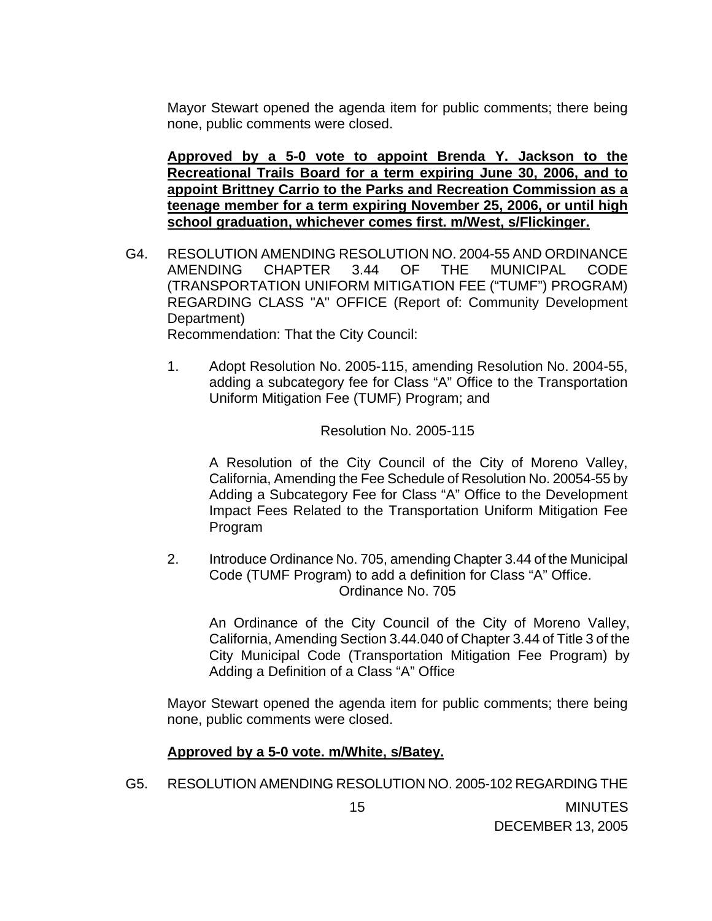Mayor Stewart opened the agenda item for public comments; there being none, public comments were closed.

**Approved by a 5-0 vote to appoint Brenda Y. Jackson to the Recreational Trails Board for a term expiring June 30, 2006, and to appoint Brittney Carrio to the Parks and Recreation Commission as a teenage member for a term expiring November 25, 2006, or until high school graduation, whichever comes first. m/West, s/Flickinger.**

G4. RESOLUTION AMENDING RESOLUTION NO. 2004-55 AND ORDINANCE AMENDING CHAPTER 3.44 OF THE MUNICIPAL CODE (TRANSPORTATION UNIFORM MITIGATION FEE ("TUMF") PROGRAM) REGARDING CLASS "A" OFFICE (Report of: Community Development Department)

Recommendation: That the City Council:

1. Adopt Resolution No. 2005-115, amending Resolution No. 2004-55, adding a subcategory fee for Class "A" Office to the Transportation Uniform Mitigation Fee (TUMF) Program; and

   Resolution No. 2005-115

   A Resolution of the City Council of the City of Moreno Valley, California, Amending the Fee Schedule of Resolution No. 20054-55 by Adding a Subcategory Fee for Class "A" Office to the Development Impact Fees Related to the Transportation Uniform Mitigation Fee Program

2. Introduce Ordinance No. 705, amending Chapter 3.44 of the Municipal Code (TUMF Program) to add a definition for Class "A" Office.

   Ordinance No. 705

   An Ordinance of the City Council of the City of Moreno Valley, California, Amending Section 3.44.040 of Chapter 3.44 of Title 3 of the City Municipal Code (Transportation Mitigation Fee Program) by Adding a Definition of a Class "A" Office

Mayor Stewart opened the agenda item for public comments; there being none, public comments were closed.

**Approved by a 5-0 vote. m/White, s/Batey.**

G5. RESOLUTION AMENDING RESOLUTION NO. 2005-102 REGARDING THE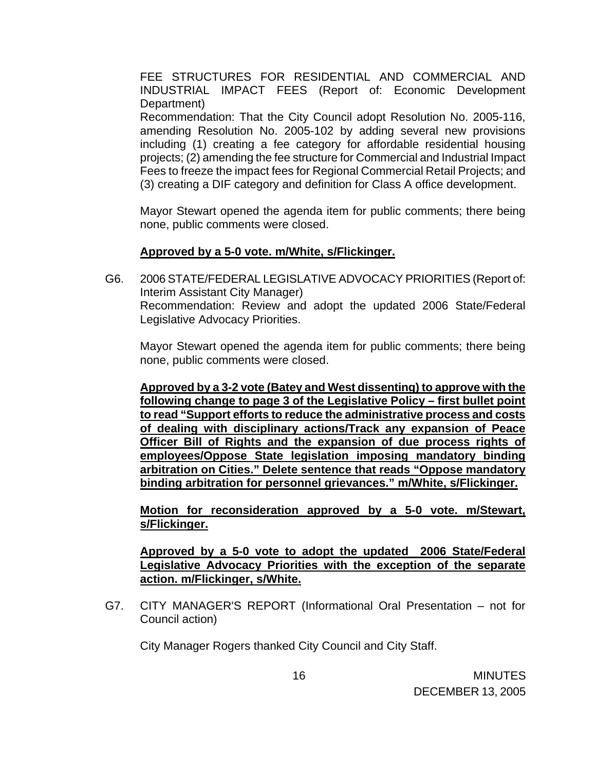FEE STRUCTURES FOR RESIDENTIAL AND COMMERCIAL AND INDUSTRIAL IMPACT FEES (Report of: Economic Development Department)
Recommendation: That the City Council adopt Resolution No. 2005-116, amending Resolution No. 2005-102 by adding several new provisions including (1) creating a fee category for affordable residential housing projects; (2) amending the fee structure for Commercial and Industrial Impact Fees to freeze the impact fees for Regional Commercial Retail Projects; and (3) creating a DIF category and definition for Class A office development.

Mayor Stewart opened the agenda item for public comments; there being none, public comments were closed.

**Approved by a 5-0 vote. m/White, s/Flickinger.**

G6. 2006 STATE/FEDERAL LEGISLATIVE ADVOCACY PRIORITIES (Report of: Interim Assistant City Manager)
Recommendation: Review and adopt the updated 2006 State/Federal Legislative Advocacy Priorities.

Mayor Stewart opened the agenda item for public comments; there being none, public comments were closed.

**Approved by a 3-2 vote (Batey and West dissenting) to approve with the following change to page 3 of the Legislative Policy – first bullet point to read "Support efforts to reduce the administrative process and costs of dealing with disciplinary actions/Track any expansion of Peace Officer Bill of Rights and the expansion of due process rights of employees/Oppose State legislation imposing mandatory binding arbitration on Cities." Delete sentence that reads "Oppose mandatory binding arbitration for personnel grievances." m/White, s/Flickinger.**

**Motion for reconsideration approved by a 5-0 vote. m/Stewart, s/Flickinger.**

**Approved by a 5-0 vote to adopt the updated 2006 State/Federal Legislative Advocacy Priorities with the exception of the separate action. m/Flickinger, s/White.**

G7. CITY MANAGER'S REPORT (Informational Oral Presentation – not for Council action)

City Manager Rogers thanked City Council and City Staff.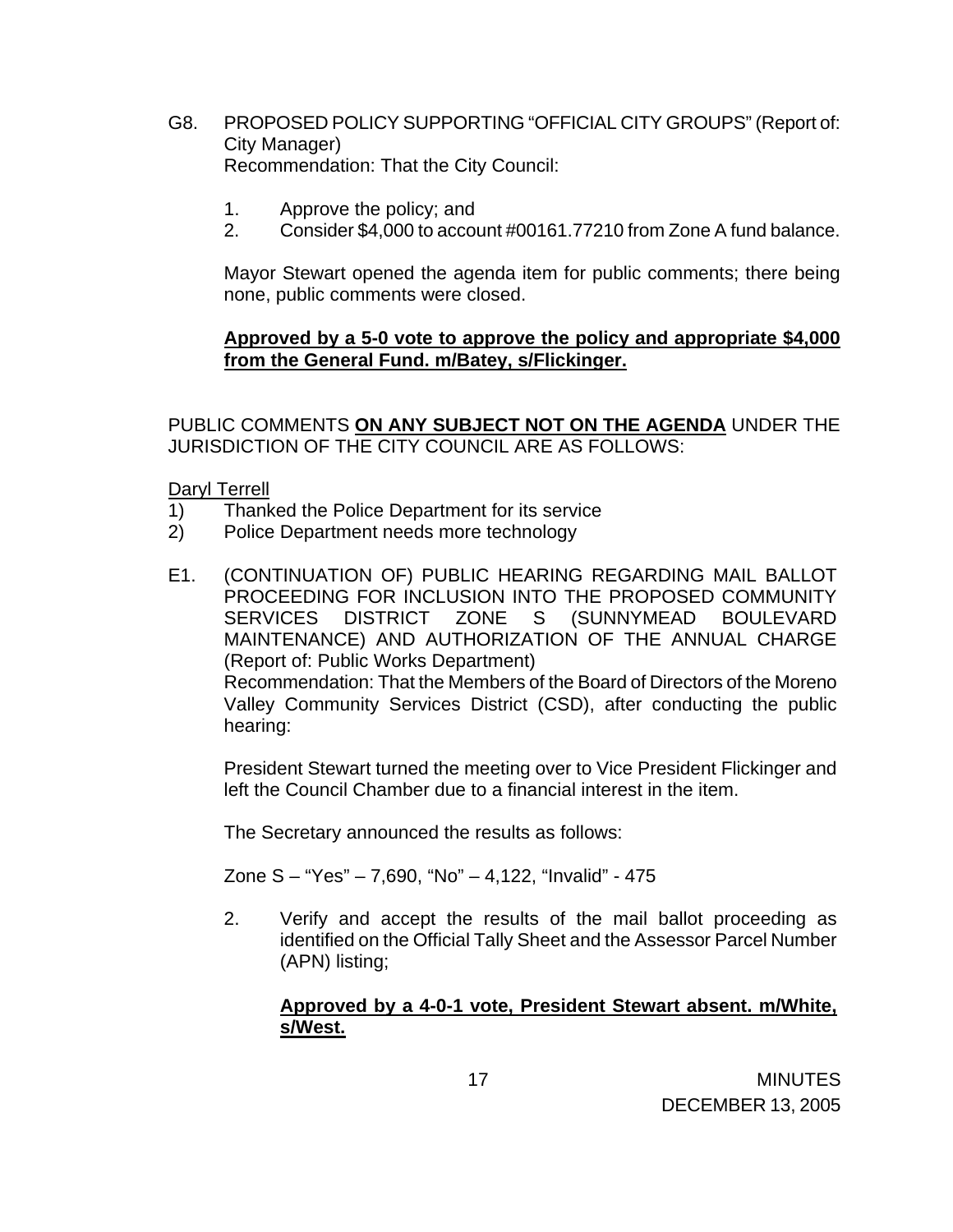G8. PROPOSED POLICY SUPPORTING "OFFICIAL CITY GROUPS" (Report of: City Manager)
Recommendation: That the City Council:

1. Approve the policy; and
2. Consider $4,000 to account #00161.77210 from Zone A fund balance.

Mayor Stewart opened the agenda item for public comments; there being none, public comments were closed.

**Approved by a 5-0 vote to approve the policy and appropriate $4,000 from the General Fund. m/Batey, s/Flickinger.**

PUBLIC COMMENTS **ON ANY SUBJECT NOT ON THE AGENDA** UNDER THE JURISDICTION OF THE CITY COUNCIL ARE AS FOLLOWS:

Daryl Terrell

1) Thanked the Police Department for its service
2) Police Department needs more technology

E1. (CONTINUATION OF) PUBLIC HEARING REGARDING MAIL BALLOT PROCEEDING FOR INCLUSION INTO THE PROPOSED COMMUNITY SERVICES DISTRICT ZONE S (SUNNYMEAD BOULEVARD MAINTENANCE) AND AUTHORIZATION OF THE ANNUAL CHARGE (Report of: Public Works Department)
Recommendation: That the Members of the Board of Directors of the Moreno Valley Community Services District (CSD), after conducting the public hearing:

President Stewart turned the meeting over to Vice President Flickinger and left the Council Chamber due to a financial interest in the item.

The Secretary announced the results as follows:

Zone S – "Yes" – 7,690, "No" – 4,122, "Invalid" - 475

2. Verify and accept the results of the mail ballot proceeding as identified on the Official Tally Sheet and the Assessor Parcel Number (APN) listing;

   **Approved by a 4-0-1 vote, President Stewart absent. m/White, s/West.**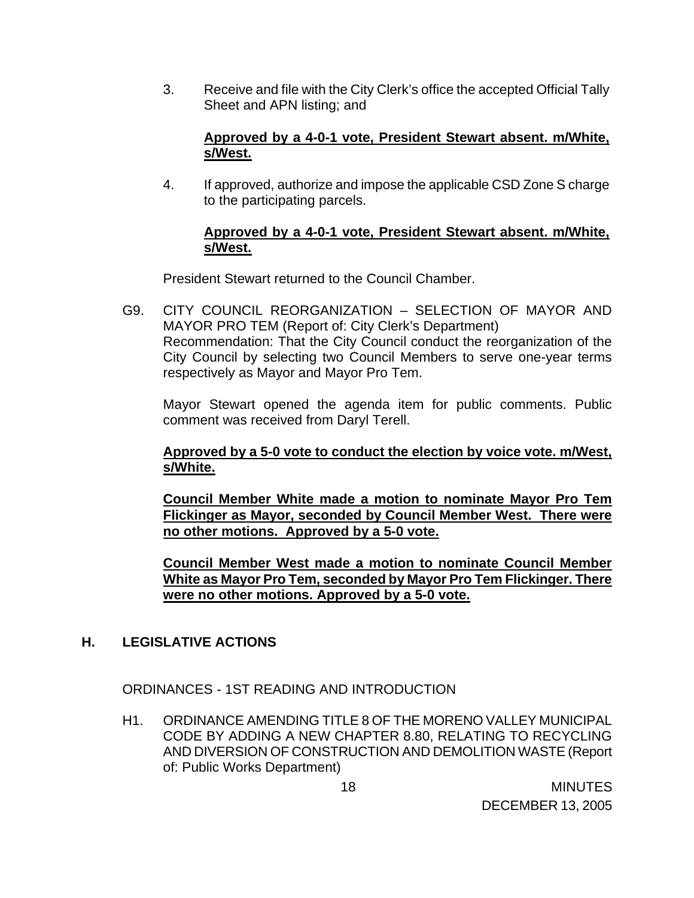3. Receive and file with the City Clerk's office the accepted Official Tally Sheet and APN listing; and

   **Approved by a 4-0-1 vote, President Stewart absent. m/White, s/West.**

4. If approved, authorize and impose the applicable CSD Zone S charge to the participating parcels.

   **Approved by a 4-0-1 vote, President Stewart absent. m/White, s/West.**

President Stewart returned to the Council Chamber.

G9. CITY COUNCIL REORGANIZATION – SELECTION OF MAYOR AND MAYOR PRO TEM (Report of: City Clerk's Department)
Recommendation: That the City Council conduct the reorganization of the City Council by selecting two Council Members to serve one-year terms respectively as Mayor and Mayor Pro Tem.

Mayor Stewart opened the agenda item for public comments. Public comment was received from Daryl Terell.

**Approved by a 5-0 vote to conduct the election by voice vote. m/West, s/White.**

**Council Member White made a motion to nominate Mayor Pro Tem Flickinger as Mayor, seconded by Council Member West. There were no other motions. Approved by a 5-0 vote.**

**Council Member West made a motion to nominate Council Member White as Mayor Pro Tem, seconded by Mayor Pro Tem Flickinger. There were no other motions. Approved by a 5-0 vote.**

## H. LEGISLATIVE ACTIONS

ORDINANCES - 1ST READING AND INTRODUCTION

H1. ORDINANCE AMENDING TITLE 8 OF THE MORENO VALLEY MUNICIPAL CODE BY ADDING A NEW CHAPTER 8.80, RELATING TO RECYCLING AND DIVERSION OF CONSTRUCTION AND DEMOLITION WASTE (Report of: Public Works Department)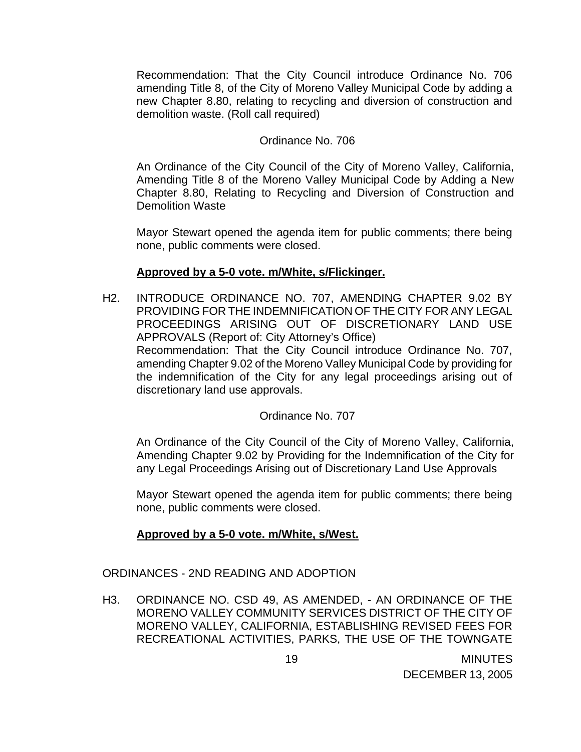Recommendation: That the City Council introduce Ordinance No. 706 amending Title 8, of the City of Moreno Valley Municipal Code by adding a new Chapter 8.80, relating to recycling and diversion of construction and demolition waste. (Roll call required)

Ordinance No. 706

An Ordinance of the City Council of the City of Moreno Valley, California, Amending Title 8 of the Moreno Valley Municipal Code by Adding a New Chapter 8.80, Relating to Recycling and Diversion of Construction and Demolition Waste

Mayor Stewart opened the agenda item for public comments; there being none, public comments were closed.

**Approved by a 5-0 vote. m/White, s/Flickinger.**

H2. INTRODUCE ORDINANCE NO. 707, AMENDING CHAPTER 9.02 BY PROVIDING FOR THE INDEMNIFICATION OF THE CITY FOR ANY LEGAL PROCEEDINGS ARISING OUT OF DISCRETIONARY LAND USE APPROVALS (Report of: City Attorney's Office)

Recommendation: That the City Council introduce Ordinance No. 707, amending Chapter 9.02 of the Moreno Valley Municipal Code by providing for the indemnification of the City for any legal proceedings arising out of discretionary land use approvals.

Ordinance No. 707

An Ordinance of the City Council of the City of Moreno Valley, California, Amending Chapter 9.02 by Providing for the Indemnification of the City for any Legal Proceedings Arising out of Discretionary Land Use Approvals

Mayor Stewart opened the agenda item for public comments; there being none, public comments were closed.

**Approved by a 5-0 vote. m/White, s/West.**

ORDINANCES - 2ND READING AND ADOPTION

H3. ORDINANCE NO. CSD 49, AS AMENDED, - AN ORDINANCE OF THE MORENO VALLEY COMMUNITY SERVICES DISTRICT OF THE CITY OF MORENO VALLEY, CALIFORNIA, ESTABLISHING REVISED FEES FOR RECREATIONAL ACTIVITIES, PARKS, THE USE OF THE TOWNGATE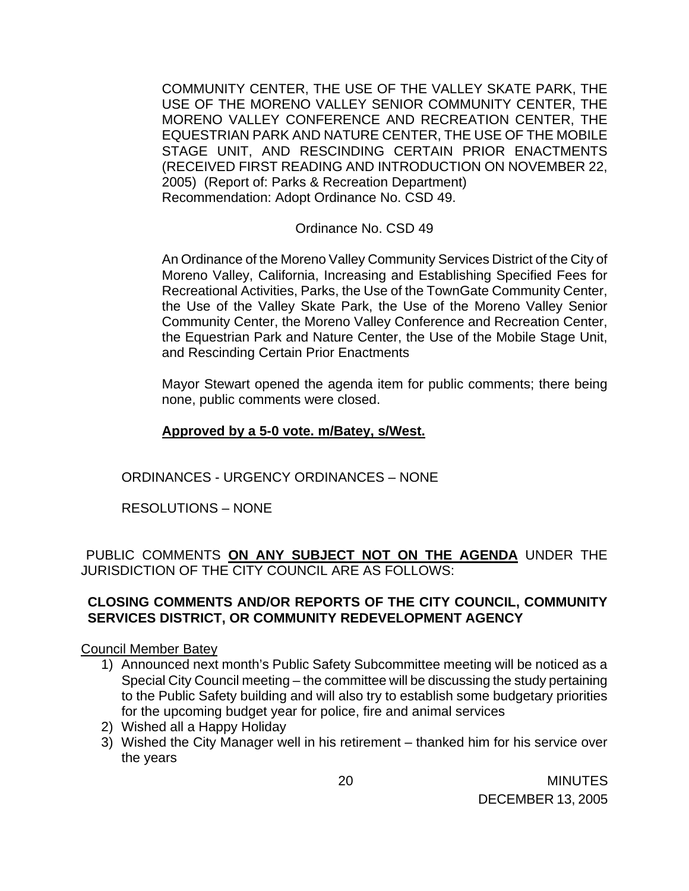COMMUNITY CENTER, THE USE OF THE VALLEY SKATE PARK, THE USE OF THE MORENO VALLEY SENIOR COMMUNITY CENTER, THE MORENO VALLEY CONFERENCE AND RECREATION CENTER, THE EQUESTRIAN PARK AND NATURE CENTER, THE USE OF THE MOBILE STAGE UNIT, AND RESCINDING CERTAIN PRIOR ENACTMENTS (RECEIVED FIRST READING AND INTRODUCTION ON NOVEMBER 22, 2005) (Report of: Parks & Recreation Department)
Recommendation: Adopt Ordinance No. CSD 49.

Ordinance No. CSD 49

An Ordinance of the Moreno Valley Community Services District of the City of Moreno Valley, California, Increasing and Establishing Specified Fees for Recreational Activities, Parks, the Use of the TownGate Community Center, the Use of the Valley Skate Park, the Use of the Moreno Valley Senior Community Center, the Moreno Valley Conference and Recreation Center, the Equestrian Park and Nature Center, the Use of the Mobile Stage Unit, and Rescinding Certain Prior Enactments

Mayor Stewart opened the agenda item for public comments; there being none, public comments were closed.

**Approved by a 5-0 vote. m/Batey, s/West.**

ORDINANCES - URGENCY ORDINANCES – NONE

RESOLUTIONS – NONE

PUBLIC COMMENTS **ON ANY SUBJECT NOT ON THE AGENDA** UNDER THE JURISDICTION OF THE CITY COUNCIL ARE AS FOLLOWS:

**CLOSING COMMENTS AND/OR REPORTS OF THE CITY COUNCIL, COMMUNITY SERVICES DISTRICT, OR COMMUNITY REDEVELOPMENT AGENCY**

Council Member Batey

1) Announced next month's Public Safety Subcommittee meeting will be noticed as a Special City Council meeting – the committee will be discussing the study pertaining to the Public Safety building and will also try to establish some budgetary priorities for the upcoming budget year for police, fire and animal services
2) Wished all a Happy Holiday
3) Wished the City Manager well in his retirement – thanked him for his service over the years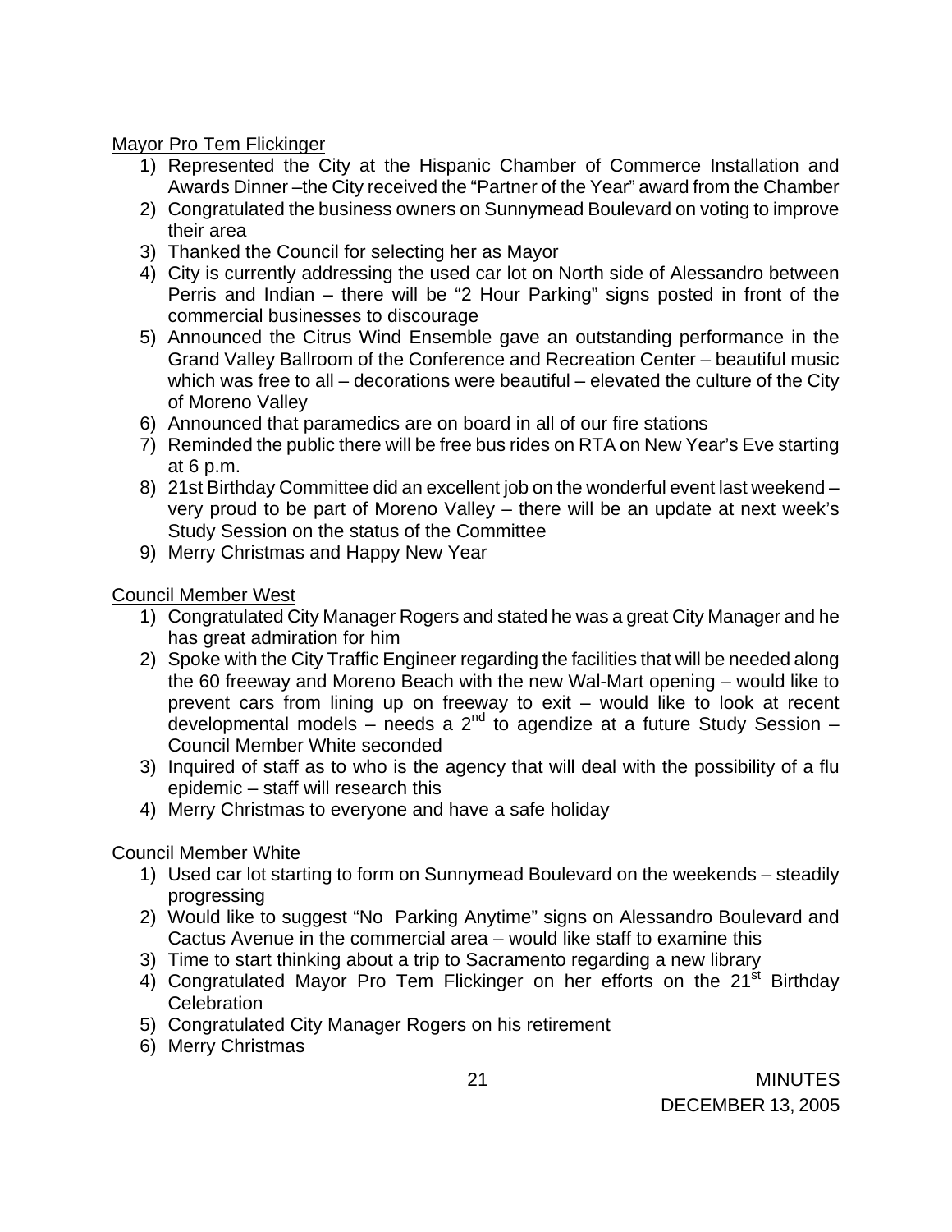Mayor Pro Tem Flickinger

1) Represented the City at the Hispanic Chamber of Commerce Installation and Awards Dinner –the City received the "Partner of the Year" award from the Chamber
2) Congratulated the business owners on Sunnymead Boulevard on voting to improve their area
3) Thanked the Council for selecting her as Mayor
4) City is currently addressing the used car lot on North side of Alessandro between Perris and Indian – there will be "2 Hour Parking" signs posted in front of the commercial businesses to discourage
5) Announced the Citrus Wind Ensemble gave an outstanding performance in the Grand Valley Ballroom of the Conference and Recreation Center – beautiful music which was free to all – decorations were beautiful – elevated the culture of the City of Moreno Valley
6) Announced that paramedics are on board in all of our fire stations
7) Reminded the public there will be free bus rides on RTA on New Year's Eve starting at 6 p.m.
8) 21st Birthday Committee did an excellent job on the wonderful event last weekend – very proud to be part of Moreno Valley – there will be an update at next week's Study Session on the status of the Committee
9) Merry Christmas and Happy New Year

Council Member West

1) Congratulated City Manager Rogers and stated he was a great City Manager and he has great admiration for him
2) Spoke with the City Traffic Engineer regarding the facilities that will be needed along the 60 freeway and Moreno Beach with the new Wal-Mart opening – would like to prevent cars from lining up on freeway to exit – would like to look at recent developmental models – needs a 2nd to agendize at a future Study Session – Council Member White seconded
3) Inquired of staff as to who is the agency that will deal with the possibility of a flu epidemic – staff will research this
4) Merry Christmas to everyone and have a safe holiday

Council Member White

1) Used car lot starting to form on Sunnymead Boulevard on the weekends – steadily progressing
2) Would like to suggest "No Parking Anytime" signs on Alessandro Boulevard and Cactus Avenue in the commercial area – would like staff to examine this
3) Time to start thinking about a trip to Sacramento regarding a new library
4) Congratulated Mayor Pro Tem Flickinger on her efforts on the 21st Birthday Celebration
5) Congratulated City Manager Rogers on his retirement
6) Merry Christmas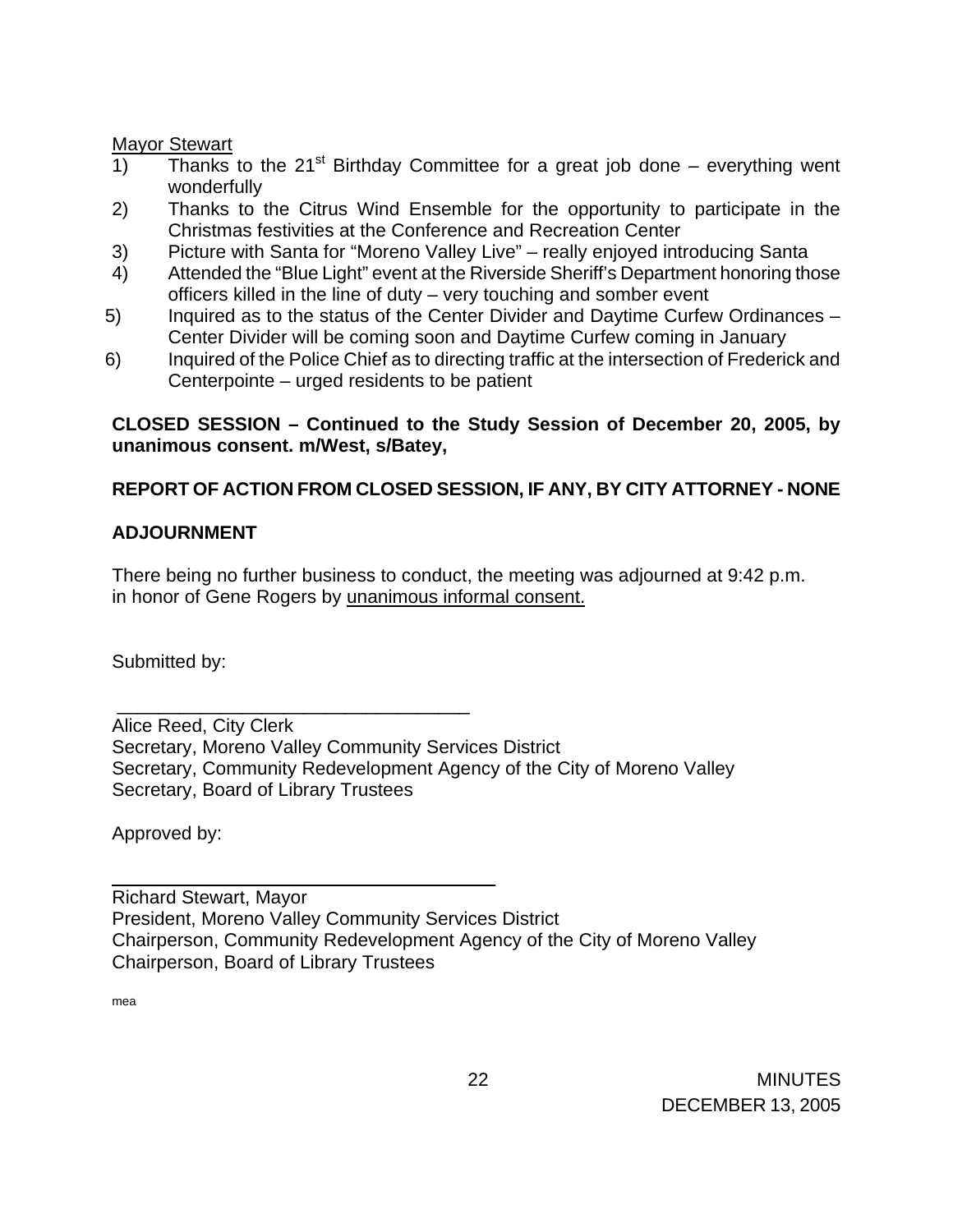Mayor Stewart

1) Thanks to the 21st Birthday Committee for a great job done – everything went wonderfully
2) Thanks to the Citrus Wind Ensemble for the opportunity to participate in the Christmas festivities at the Conference and Recreation Center
3) Picture with Santa for "Moreno Valley Live" – really enjoyed introducing Santa
4) Attended the "Blue Light" event at the Riverside Sheriff's Department honoring those officers killed in the line of duty – very touching and somber event
5) Inquired as to the status of the Center Divider and Daytime Curfew Ordinances – Center Divider will be coming soon and Daytime Curfew coming in January
6) Inquired of the Police Chief as to directing traffic at the intersection of Frederick and Centerpointe – urged residents to be patient

**CLOSED SESSION – Continued to the Study Session of December 20, 2005, by unanimous consent. m/West, s/Batey,**

**REPORT OF ACTION FROM CLOSED SESSION, IF ANY, BY CITY ATTORNEY - NONE**

**ADJOURNMENT**

There being no further business to conduct, the meeting was adjourned at 9:42 p.m. in honor of Gene Rogers by unanimous informal consent.

Submitted by:

\_\_\_\_\_\_\_\_\_\_\_\_\_\_\_\_\_\_\_\_\_\_\_\_\_\_\_\_\_\_\_\_\_\_\_

Alice Reed, City Clerk
Secretary, Moreno Valley Community Services District
Secretary, Community Redevelopment Agency of the City of Moreno Valley
Secretary, Board of Library Trustees

Approved by:

\_\_\_\_\_\_\_\_\_\_\_\_\_\_\_\_\_\_\_\_\_\_\_\_\_\_\_\_\_\_\_\_\_\_\_

Richard Stewart, Mayor
President, Moreno Valley Community Services District
Chairperson, Community Redevelopment Agency of the City of Moreno Valley
Chairperson, Board of Library Trustees

mea